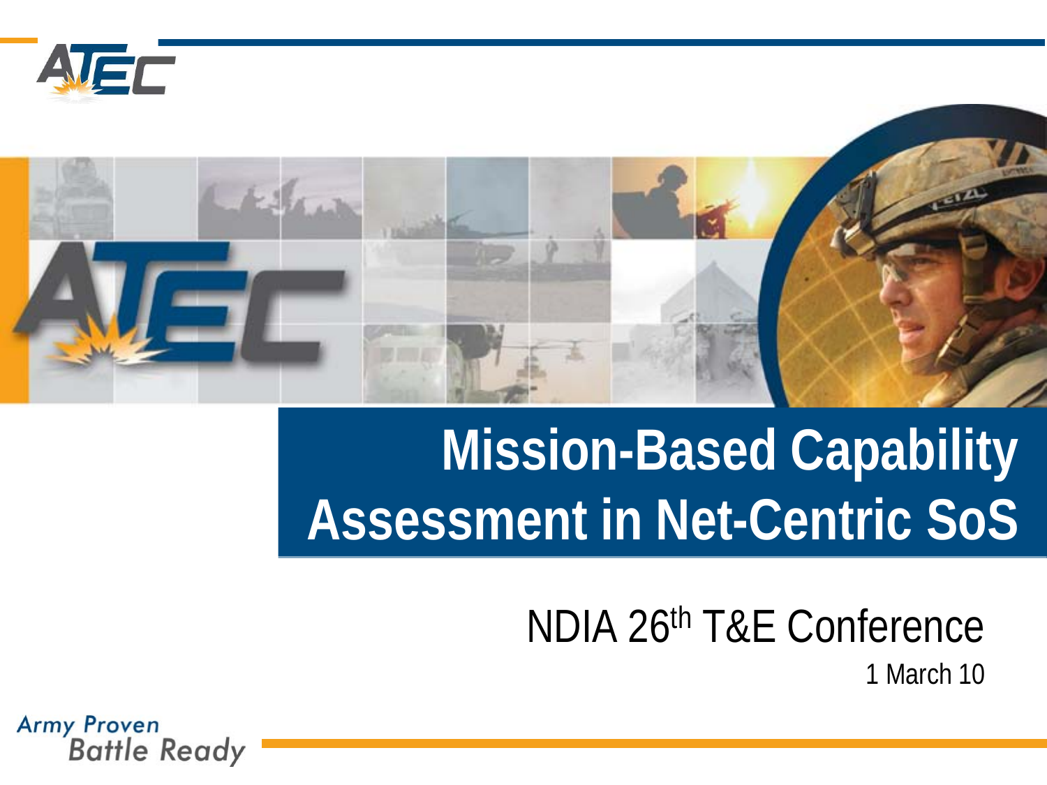# Mission-Based Capability Assessment in Net-Centric SoS

NDIA 26th T&E Conference

1 March 10

Army Proven
Battle Ready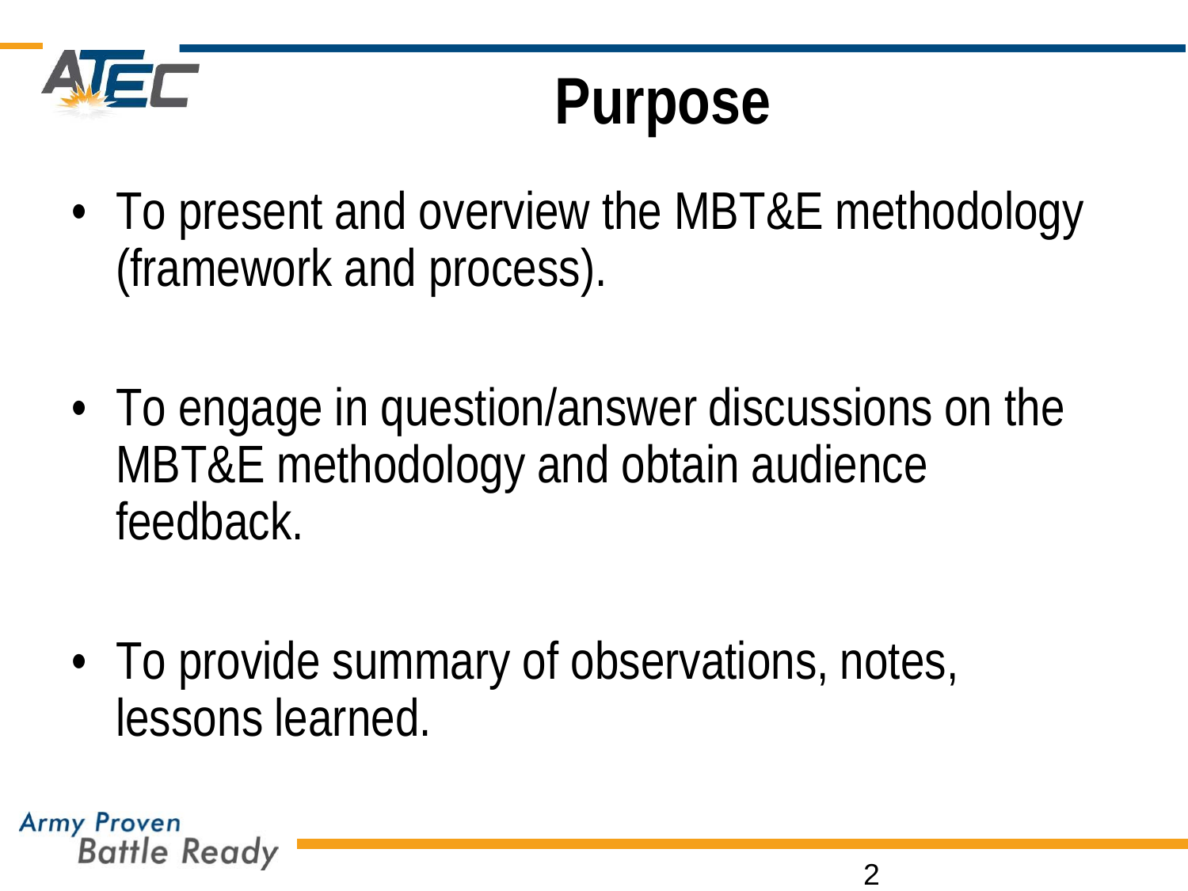# Purpose

- To present and overview the MBT&E methodology (framework and process).
- To engage in question/answer discussions on the MBT&E methodology and obtain audience feedback.
- To provide summary of observations, notes, lessons learned.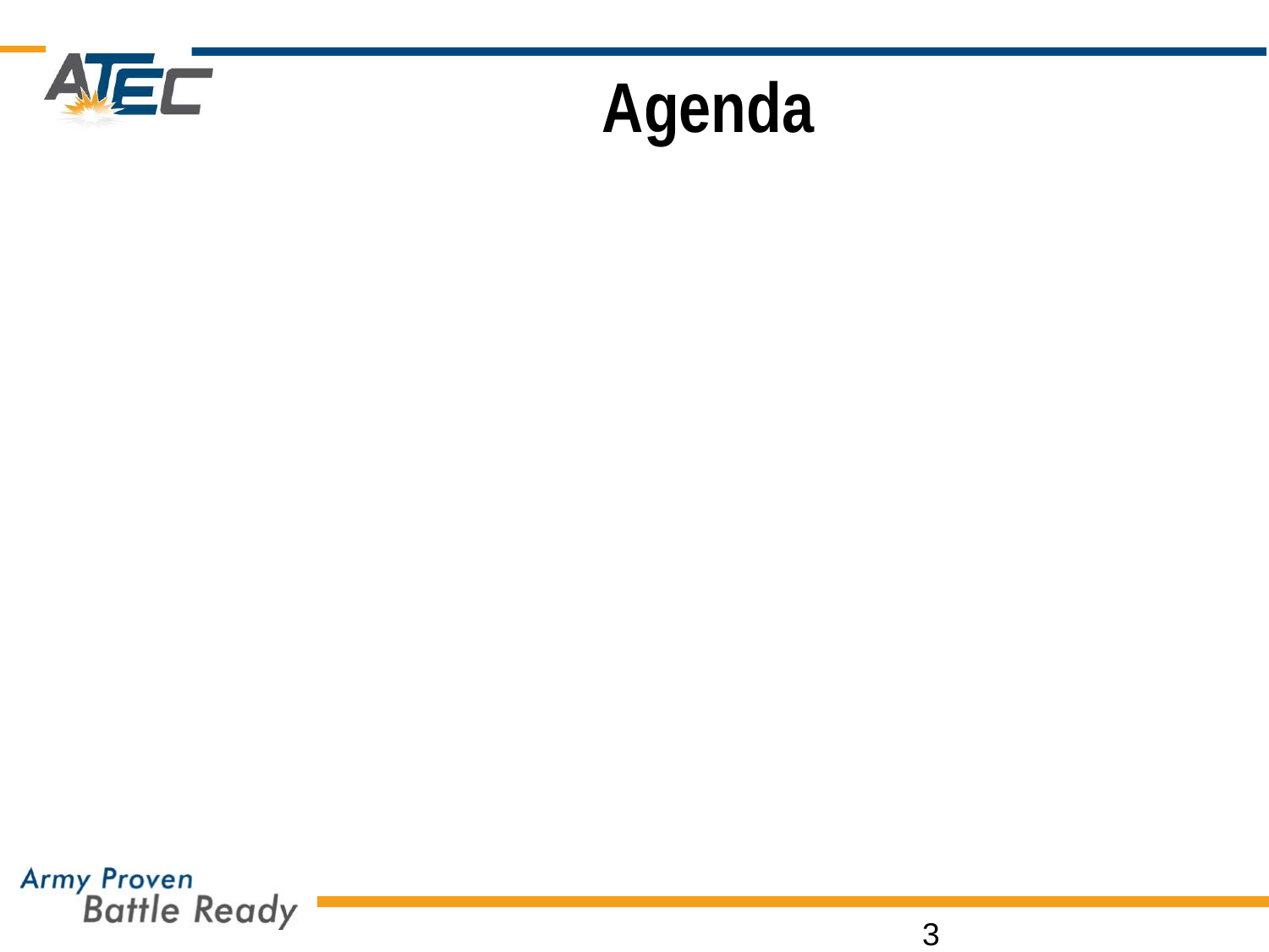# Agenda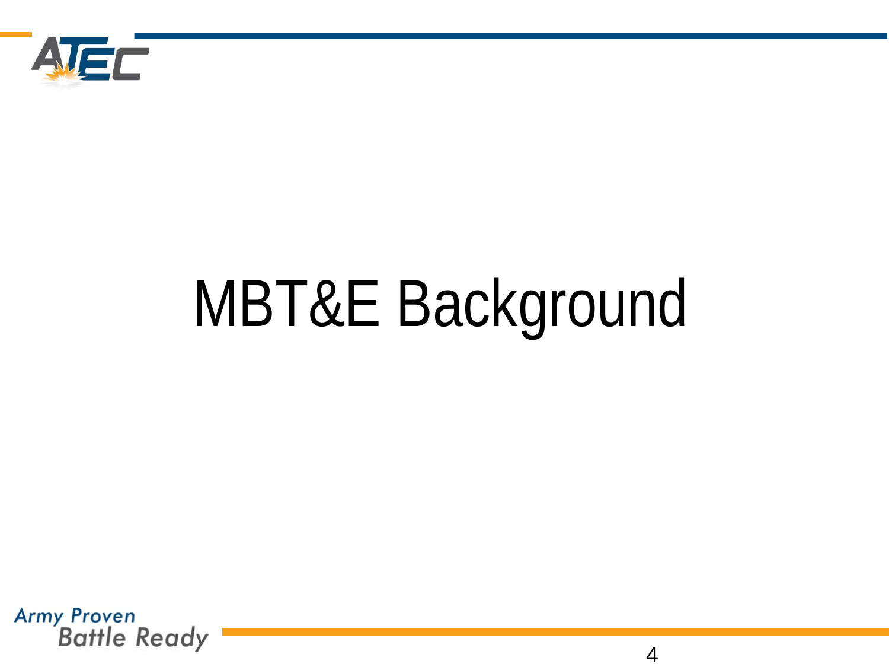# MBT&E Background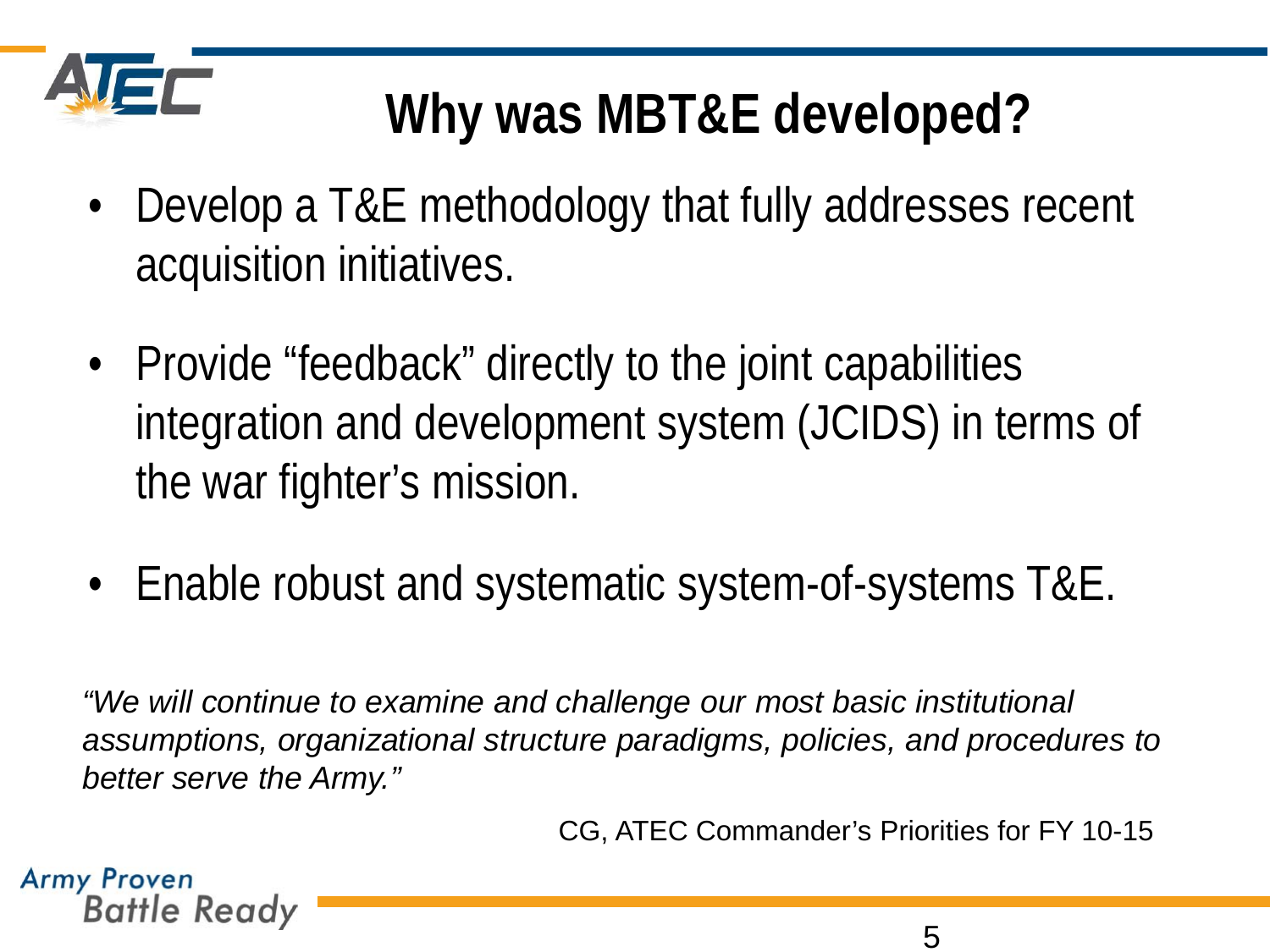# Why was MBT&E developed?

- Develop a T&E methodology that fully addresses recent acquisition initiatives.
- Provide “feedback” directly to the joint capabilities integration and development system (JCIDS) in terms of the war fighter’s mission.
- Enable robust and systematic system-of-systems T&E.

*“We will continue to examine and challenge our most basic institutional assumptions, organizational structure paradigms, policies, and procedures to better serve the Army.”*

CG, ATEC Commander’s Priorities for FY 10-15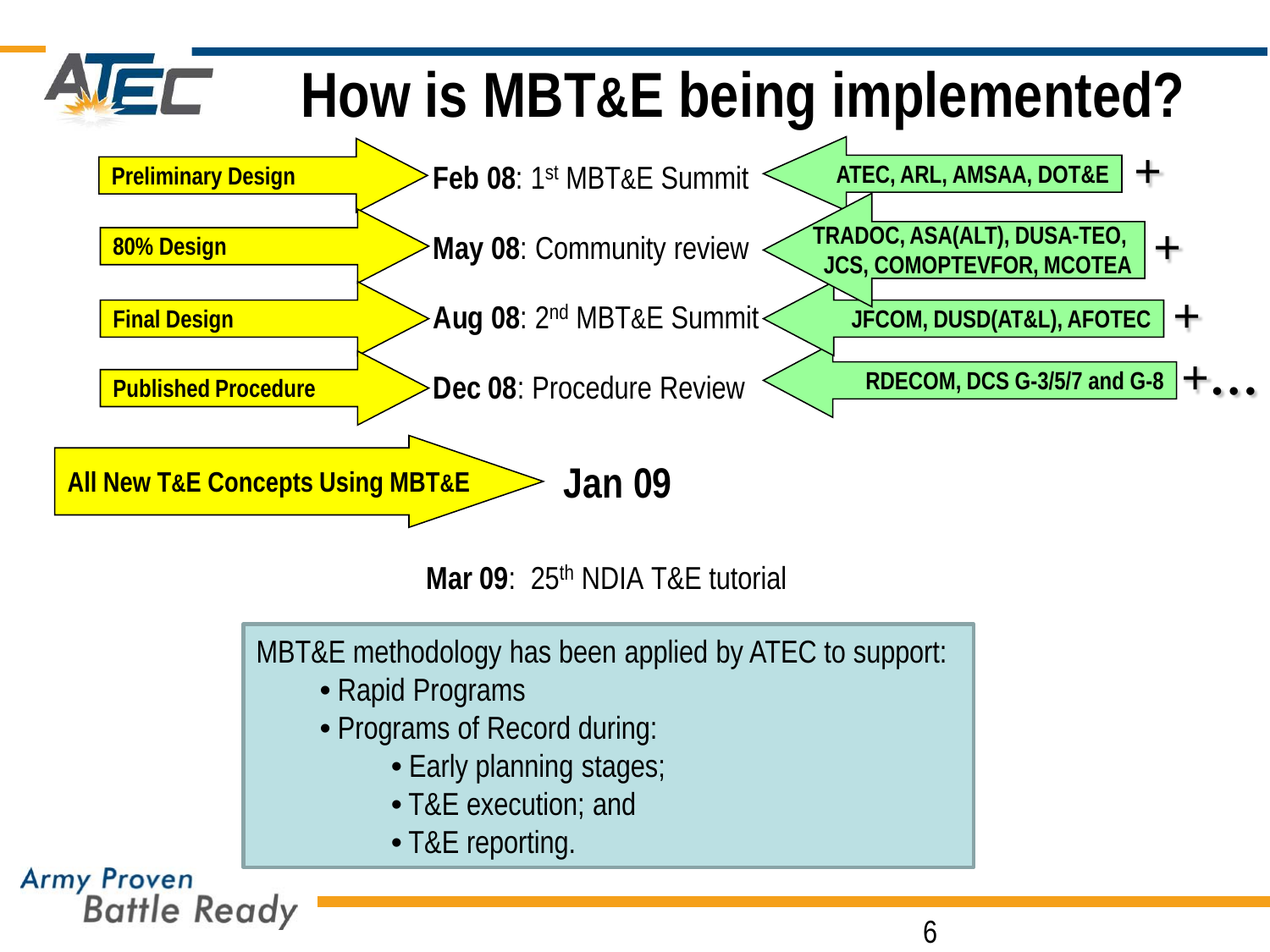# How is MBT&E being implemented?

| Design Stage | Milestone | Participants |
| --- | --- | --- |
| Preliminary Design | **Feb 08**: 1st MBT&E Summit | ATEC, ARL, AMSAA, DOT&E + |
| 80% Design | **May 08**: Community review | TRADOC, ASA(ALT), DUSA-TEO, JCS, COMOPTEVFOR, MCOTEA + |
| Final Design | **Aug 08**: 2nd MBT&E Summit | JFCOM, DUSD(AT&L), AFOTEC + |
| Published Procedure | **Dec 08**: Procedure Review | RDECOM, DCS G-3/5/7 and G-8 +… |

**All New T&E Concepts Using MBT&E** → **Jan 09**

**Mar 09**: 25th NDIA T&E tutorial

MBT&E methodology has been applied by ATEC to support:

- Rapid Programs
- Programs of Record during:
  - Early planning stages;
  - T&E execution; and
  - T&E reporting.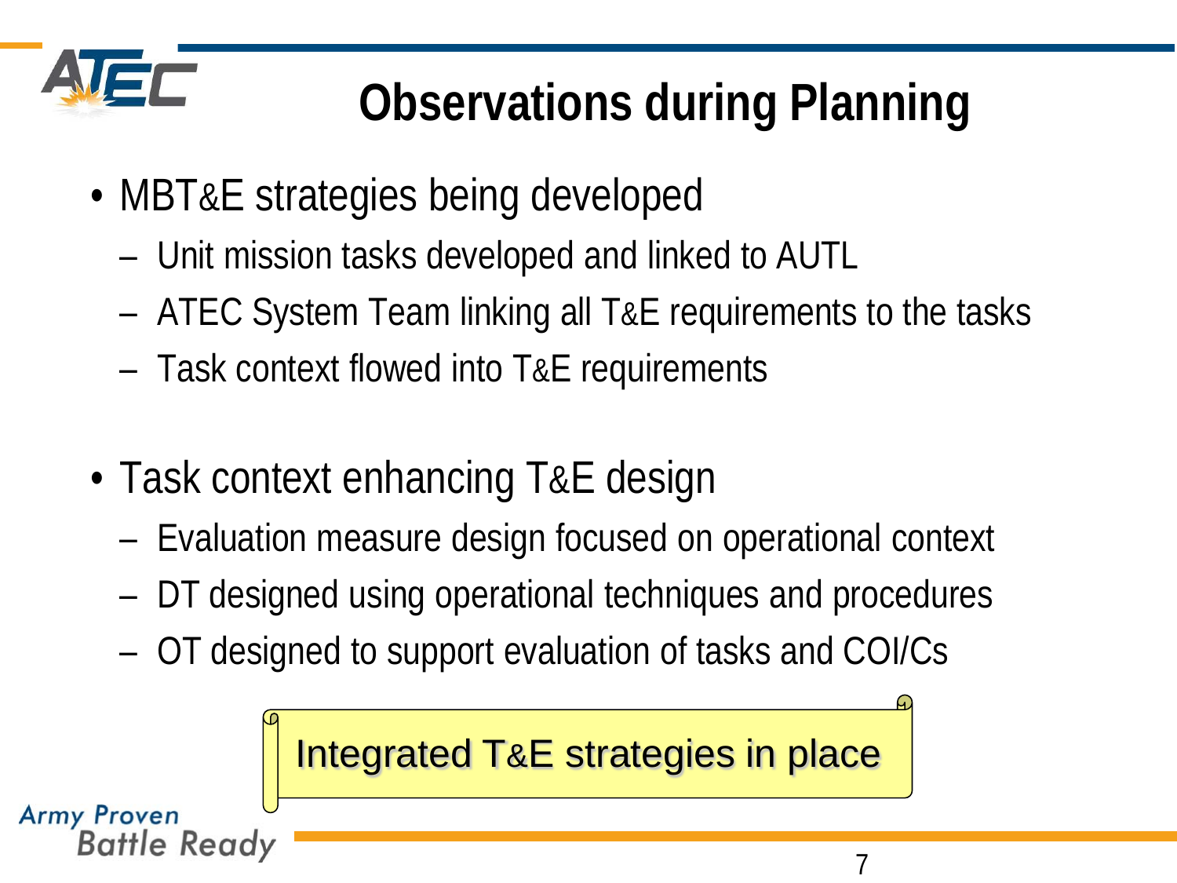# Observations during Planning

- MBT&E strategies being developed
  - Unit mission tasks developed and linked to AUTL
  - ATEC System Team linking all T&E requirements to the tasks
  - Task context flowed into T&E requirements

- Task context enhancing T&E design
  - Evaluation measure design focused on operational context
  - DT designed using operational techniques and procedures
  - OT designed to support evaluation of tasks and COI/Cs

Integrated T&E strategies in place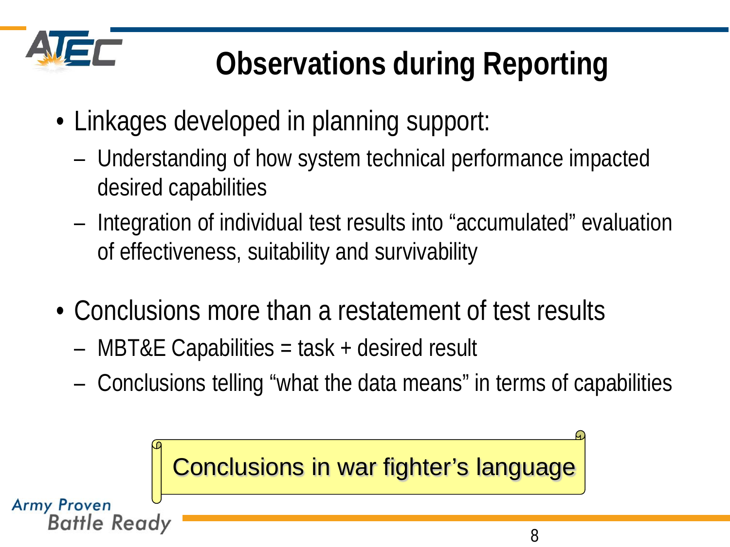# Observations during Reporting

- Linkages developed in planning support:
  - Understanding of how system technical performance impacted desired capabilities
  - Integration of individual test results into "accumulated" evaluation of effectiveness, suitability and survivability
- Conclusions more than a restatement of test results
  - MBT&E Capabilities = task + desired result
  - Conclusions telling "what the data means" in terms of capabilities

Conclusions in war fighter's language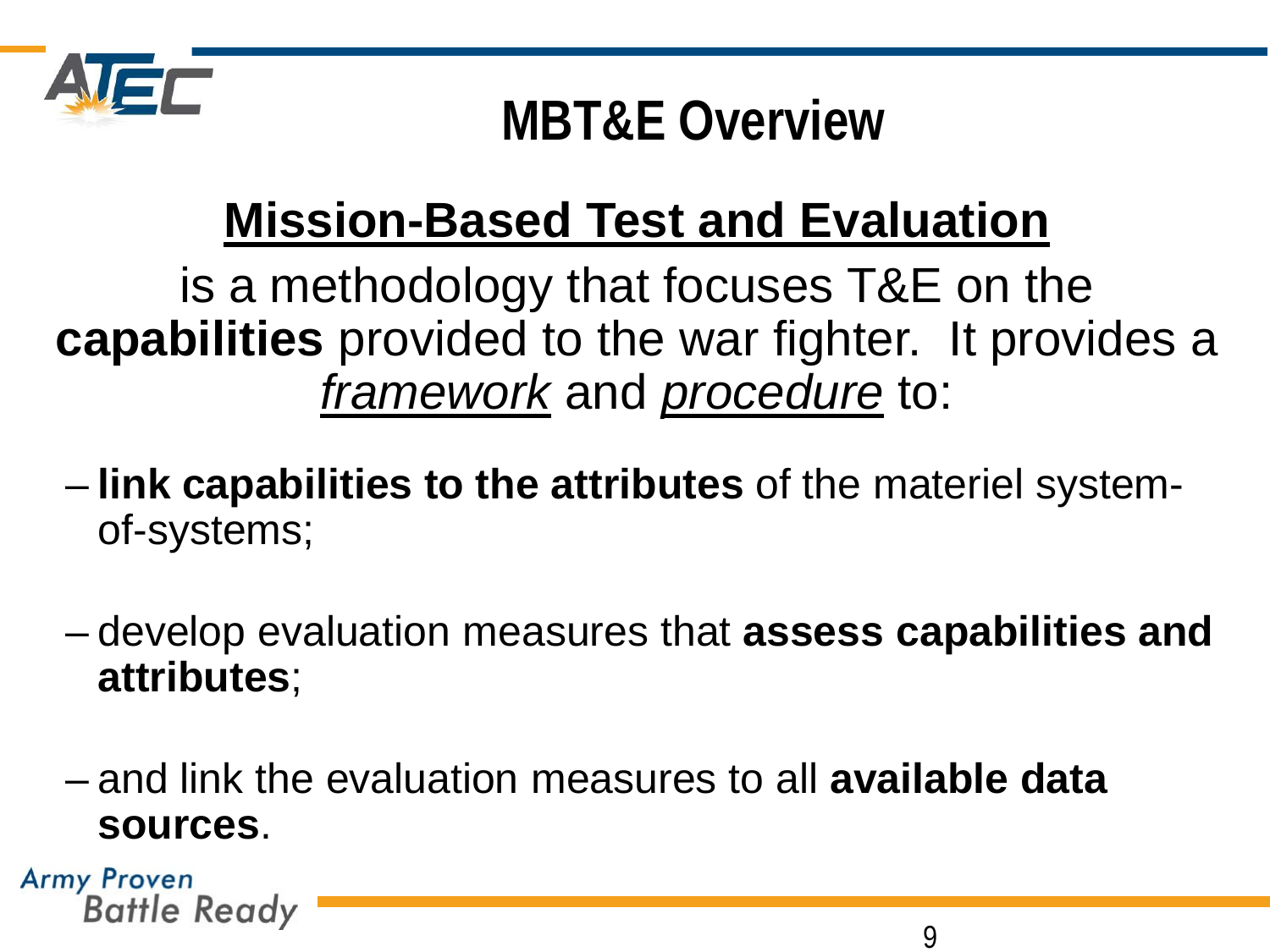# MBT&E Overview

## Mission-Based Test and Evaluation

is a methodology that focuses T&E on the **capabilities** provided to the war fighter. It provides a *framework* and *procedure* to:

- **link capabilities to the attributes** of the materiel system-of-systems;
- develop evaluation measures that **assess capabilities and attributes**;
- and link the evaluation measures to all **available data sources**.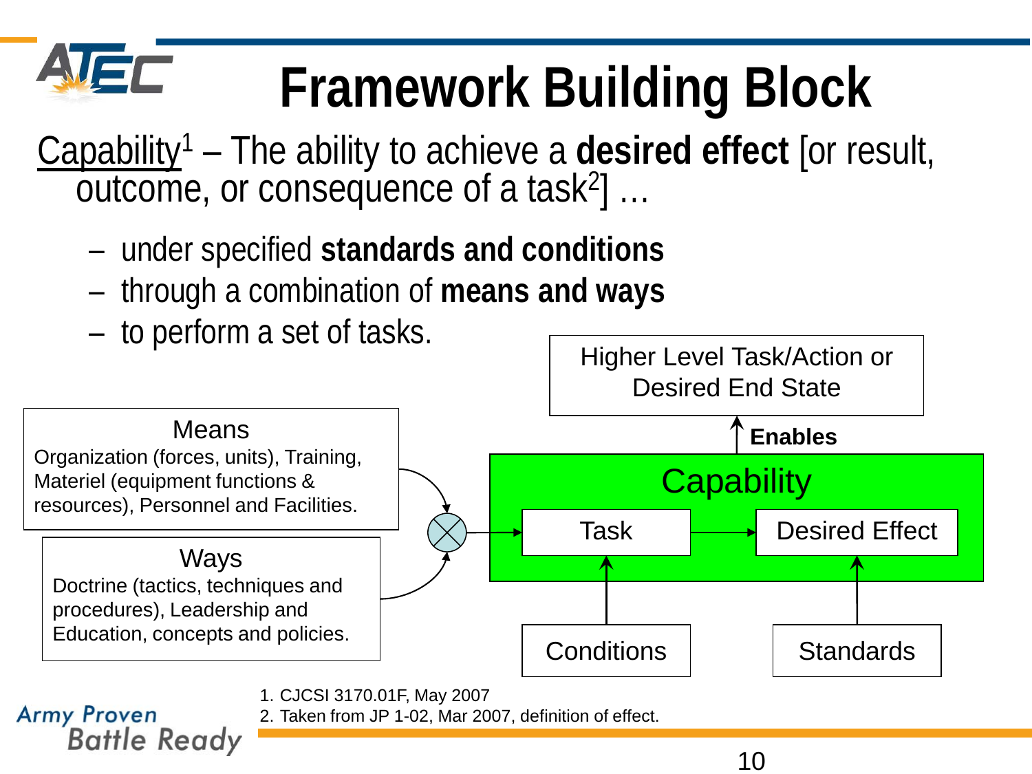# Framework Building Block

Capability[1] – The ability to achieve a **desired effect** [or result, outcome, or consequence of a task[2]] …

- under specified **standards and conditions**
- through a combination of **means and ways**
- to perform a set of tasks.

Higher Level Task/Action or Desired End State

**Enables**

Capability

Task → Desired Effect

Means
Organization (forces, units), Training, Materiel (equipment functions & resources), Personnel and Facilities.

Ways
Doctrine (tactics, techniques and procedures), Leadership and Education, concepts and policies.

Conditions

Standards

1. CJCSI 3170.01F, May 2007
2. Taken from JP 1-02, Mar 2007, definition of effect.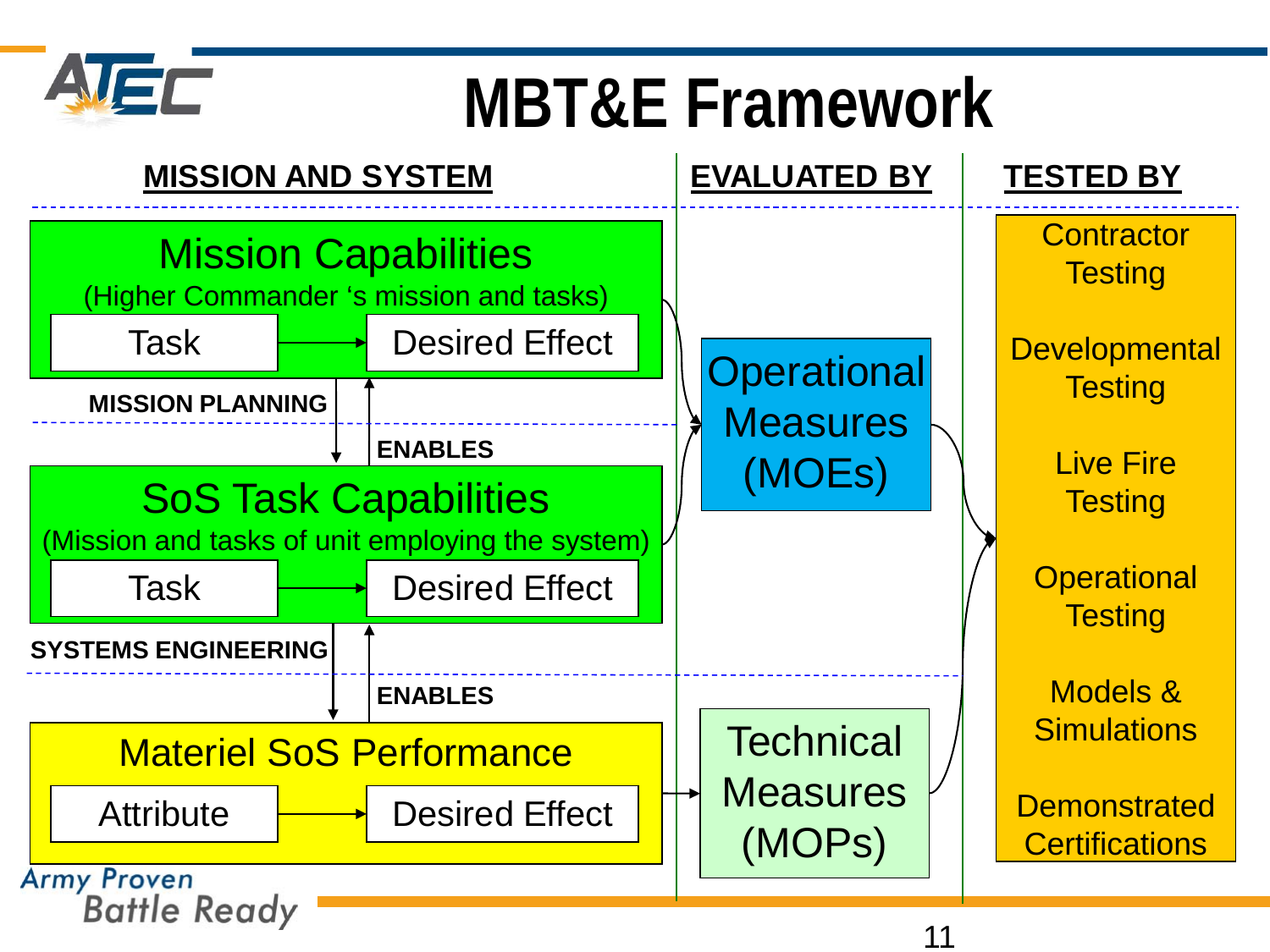# MBT&E Framework

| MISSION AND SYSTEM | EVALUATED BY | TESTED BY |
|---|---|---|

**Mission Capabilities**
(Higher Commander 's mission and tasks)

- Task → Desired Effect

**MISSION PLANNING** ↓ / ↑ **ENABLES**

**SoS Task Capabilities**
(Mission and tasks of unit employing the system)

- Task → Desired Effect

**SYSTEMS ENGINEERING** ↓ / ↑ **ENABLES**

**Materiel SoS Performance**

- Attribute → Desired Effect

**Evaluated by:**

- Operational Measures (MOEs)
- Technical Measures (MOPs)

**Tested by:**

- Contractor Testing
- Developmental Testing
- Live Fire Testing
- Operational Testing
- Models & Simulations
- Demonstrated Certifications

Army Proven
Battle Ready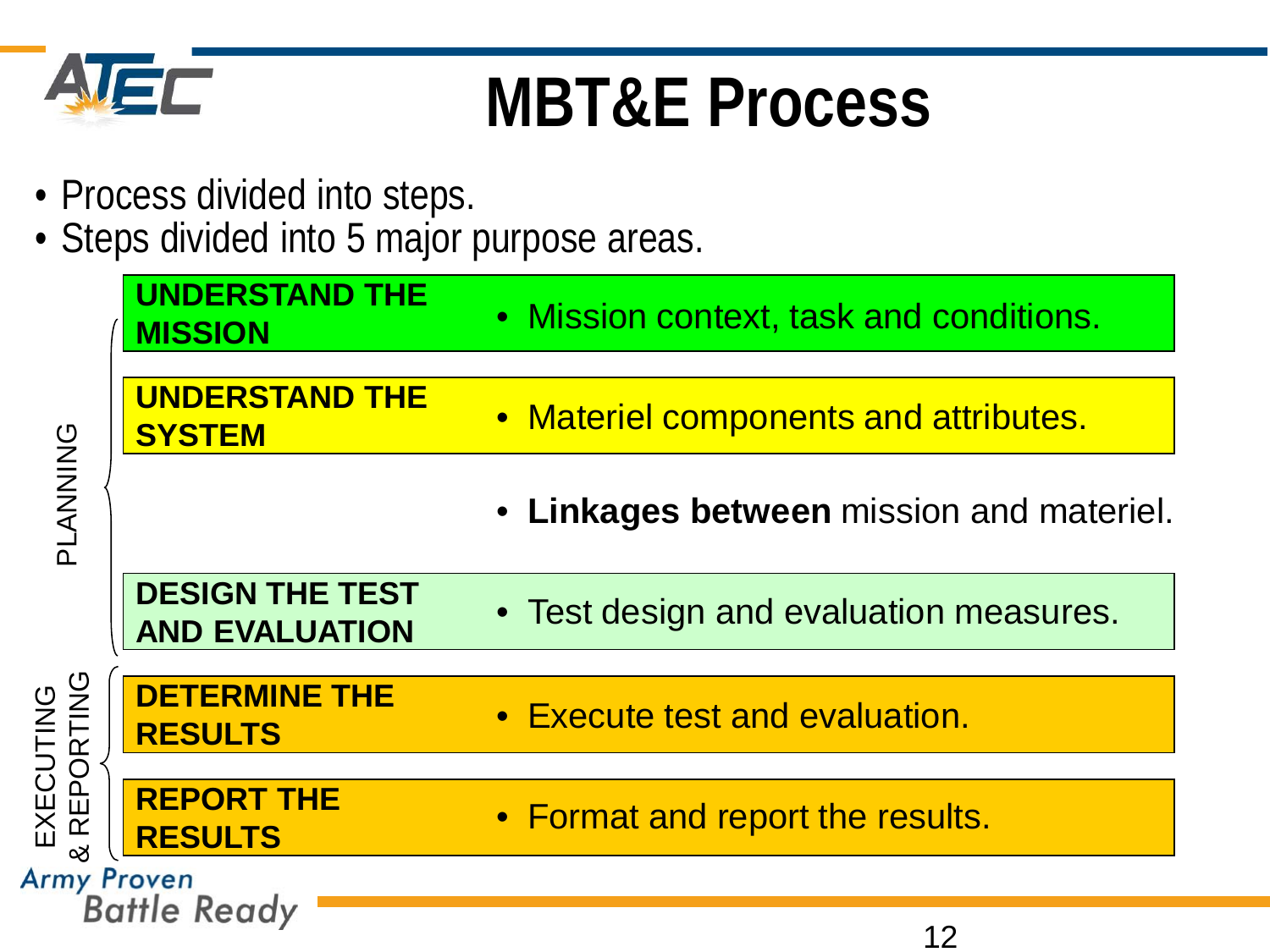# MBT&E Process

- Process divided into steps.
- Steps divided into 5 major purpose areas.

| Phase | Purpose Area | Description |
|---|---|---|
| PLANNING | **UNDERSTAND THE MISSION** | • Mission context, task and conditions. |
| | **UNDERSTAND THE SYSTEM** | • Materiel components and attributes. |
| | | • **Linkages between** mission and materiel. |
| | **DESIGN THE TEST AND EVALUATION** | • Test design and evaluation measures. |
| EXECUTING & REPORTING | **DETERMINE THE RESULTS** | • Execute test and evaluation. |
| | **REPORT THE RESULTS** | • Format and report the results. |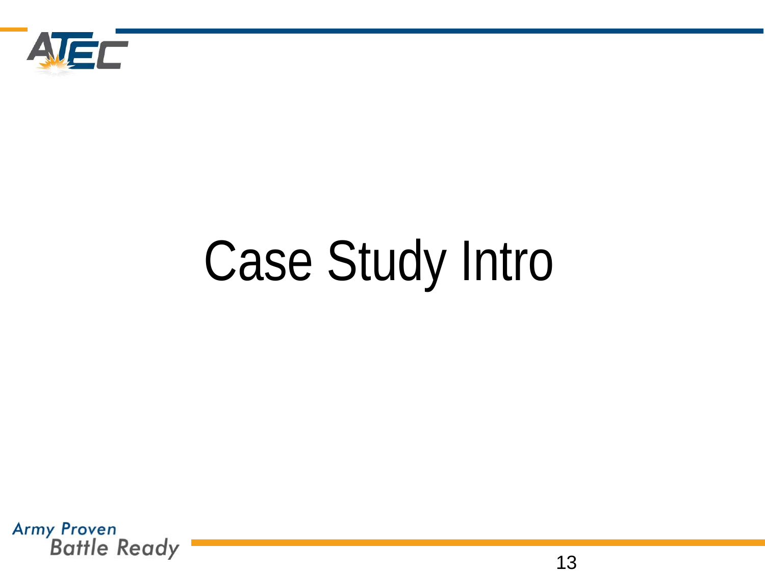# Case Study Intro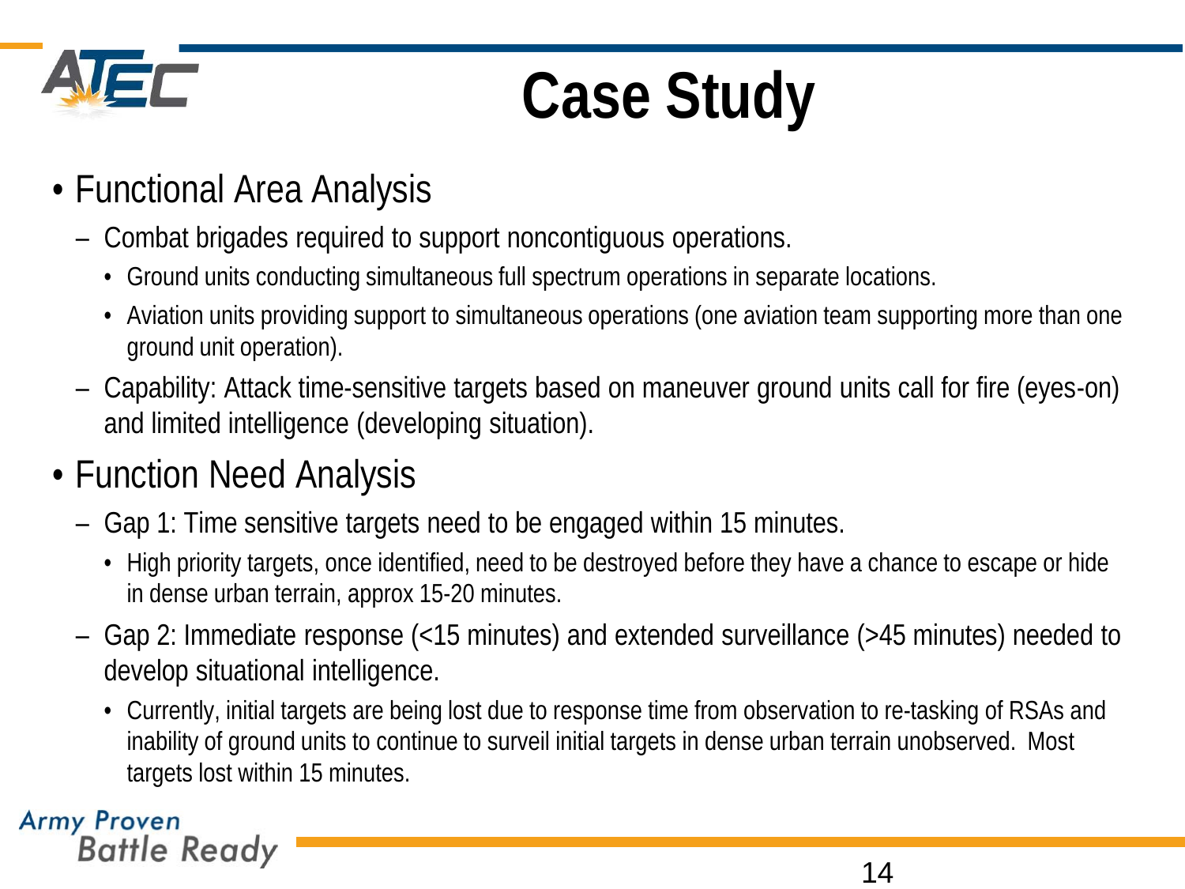# Case Study

- Functional Area Analysis
  - Combat brigades required to support noncontiguous operations.
    - Ground units conducting simultaneous full spectrum operations in separate locations.
    - Aviation units providing support to simultaneous operations (one aviation team supporting more than one ground unit operation).
  - Capability: Attack time-sensitive targets based on maneuver ground units call for fire (eyes-on) and limited intelligence (developing situation).
- Function Need Analysis
  - Gap 1: Time sensitive targets need to be engaged within 15 minutes.
    - High priority targets, once identified, need to be destroyed before they have a chance to escape or hide in dense urban terrain, approx 15-20 minutes.
  - Gap 2: Immediate response (<15 minutes) and extended surveillance (>45 minutes) needed to develop situational intelligence.
    - Currently, initial targets are being lost due to response time from observation to re-tasking of RSAs and inability of ground units to continue to surveil initial targets in dense urban terrain unobserved. Most targets lost within 15 minutes.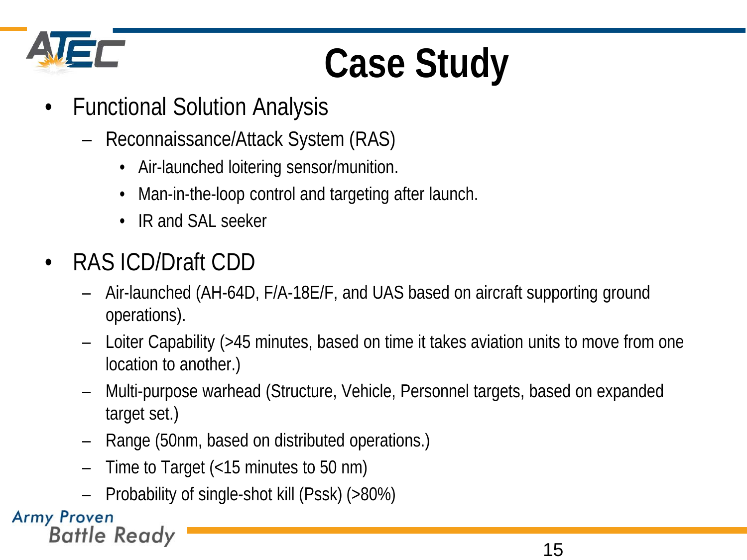# Case Study

- Functional Solution Analysis
  - Reconnaissance/Attack System (RAS)
    - Air-launched loitering sensor/munition.
    - Man-in-the-loop control and targeting after launch.
    - IR and SAL seeker
- RAS ICD/Draft CDD
  - Air-launched (AH-64D, F/A-18E/F, and UAS based on aircraft supporting ground operations).
  - Loiter Capability (>45 minutes, based on time it takes aviation units to move from one location to another.)
  - Multi-purpose warhead (Structure, Vehicle, Personnel targets, based on expanded target set.)
  - Range (50nm, based on distributed operations.)
  - Time to Target (<15 minutes to 50 nm)
  - Probability of single-shot kill (Pssk) (>80%)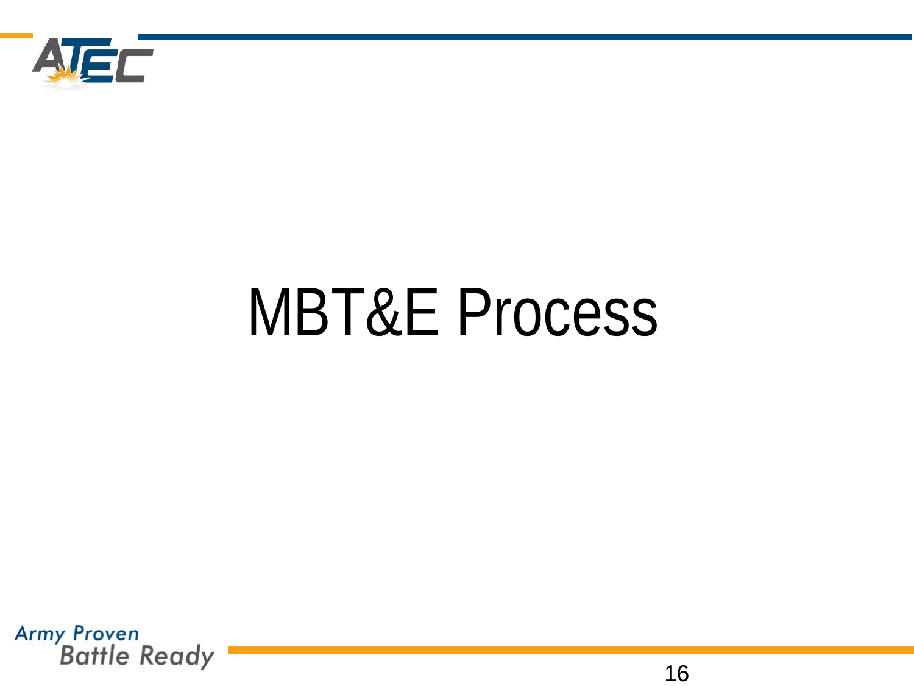# MBT&E Process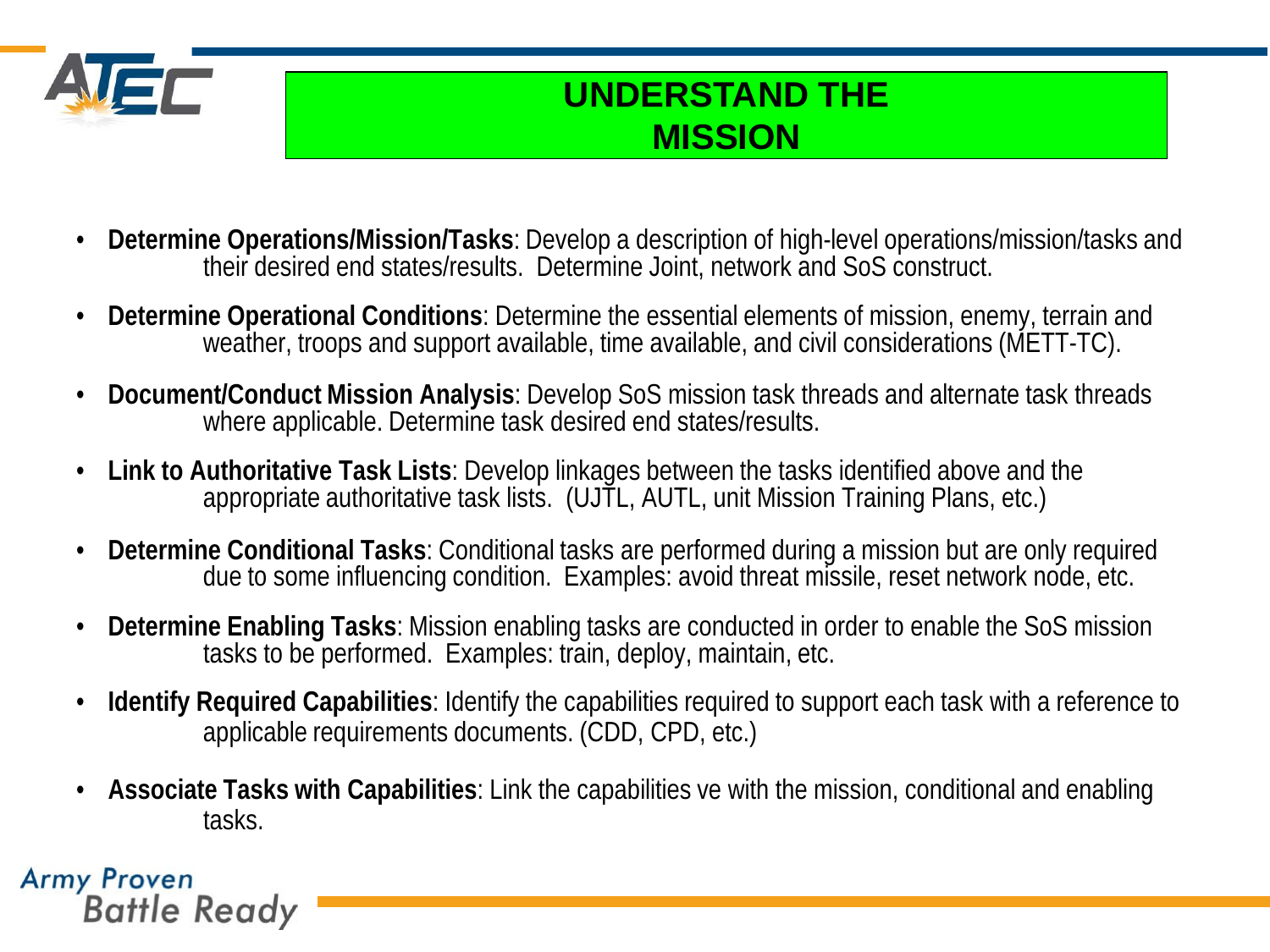# UNDERSTAND THE MISSION

- **Determine Operations/Mission/Tasks**: Develop a description of high-level operations/mission/tasks and their desired end states/results. Determine Joint, network and SoS construct.
- **Determine Operational Conditions**: Determine the essential elements of mission, enemy, terrain and weather, troops and support available, time available, and civil considerations (METT-TC).
- **Document/Conduct Mission Analysis**: Develop SoS mission task threads and alternate task threads where applicable. Determine task desired end states/results.
- **Link to Authoritative Task Lists**: Develop linkages between the tasks identified above and the appropriate authoritative task lists. (UJTL, AUTL, unit Mission Training Plans, etc.)
- **Determine Conditional Tasks**: Conditional tasks are performed during a mission but are only required due to some influencing condition. Examples: avoid threat missile, reset network node, etc.
- **Determine Enabling Tasks**: Mission enabling tasks are conducted in order to enable the SoS mission tasks to be performed. Examples: train, deploy, maintain, etc.
- **Identify Required Capabilities**: Identify the capabilities required to support each task with a reference to applicable requirements documents. (CDD, CPD, etc.)
- **Associate Tasks with Capabilities**: Link the capabilities ve with the mission, conditional and enabling tasks.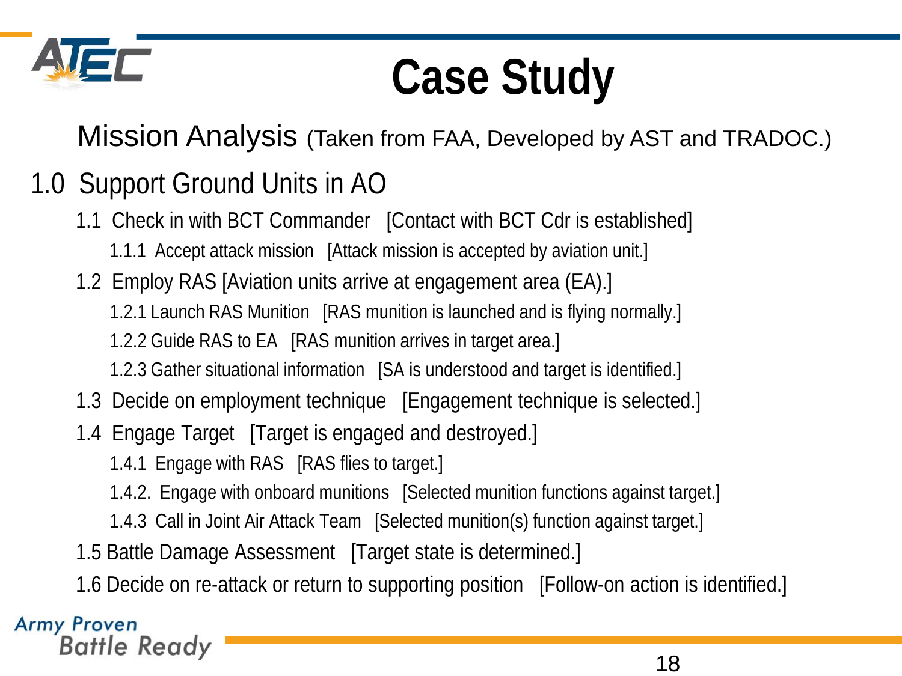# Case Study

Mission Analysis (Taken from FAA, Developed by AST and TRADOC.)

## 1.0 Support Ground Units in AO

- 1.1 Check in with BCT Commander [Contact with BCT Cdr is established]
  - 1.1.1 Accept attack mission [Attack mission is accepted by aviation unit.]
- 1.2 Employ RAS [Aviation units arrive at engagement area (EA).]
  - 1.2.1 Launch RAS Munition [RAS munition is launched and is flying normally.]
  - 1.2.2 Guide RAS to EA [RAS munition arrives in target area.]
  - 1.2.3 Gather situational information [SA is understood and target is identified.]
- 1.3 Decide on employment technique [Engagement technique is selected.]
- 1.4 Engage Target [Target is engaged and destroyed.]
  - 1.4.1 Engage with RAS [RAS flies to target.]
  - 1.4.2. Engage with onboard munitions [Selected munition functions against target.]
  - 1.4.3 Call in Joint Air Attack Team [Selected munition(s) function against target.]
- 1.5 Battle Damage Assessment [Target state is determined.]
- 1.6 Decide on re-attack or return to supporting position [Follow-on action is identified.]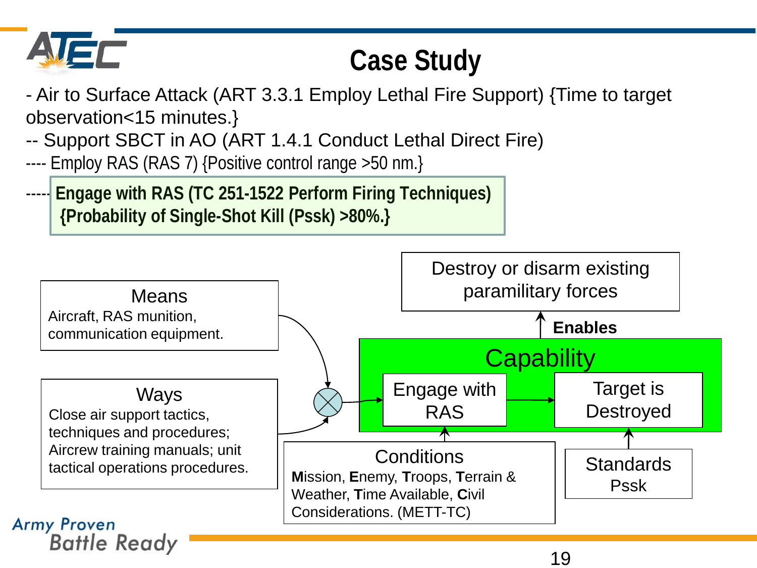# Case Study

- Air to Surface Attack (ART 3.3.1 Employ Lethal Fire Support) {Time to target observation<15 minutes.}

-- Support SBCT in AO (ART 1.4.1 Conduct Lethal Direct Fire)

---- Employ RAS (RAS 7) {Positive control range >50 nm.}

----- **Engage with RAS (TC 251-1522 Perform Firing Techniques) {Probability of Single-Shot Kill (Pssk) >80%.}**

**Means**
Aircraft, RAS munition, communication equipment.

**Ways**
Close air support tactics, techniques and procedures; Aircrew training manuals; unit tactical operations procedures.

**Capability**
Engage with RAS → Target is Destroyed

**Enables** → Destroy or disarm existing paramilitary forces

**Conditions**
**M**ission, **E**nemy, **T**roops, **T**errain & Weather, **T**ime Available, **C**ivil Considerations. (METT-TC)

**Standards**
Pssk

Army Proven Battle Ready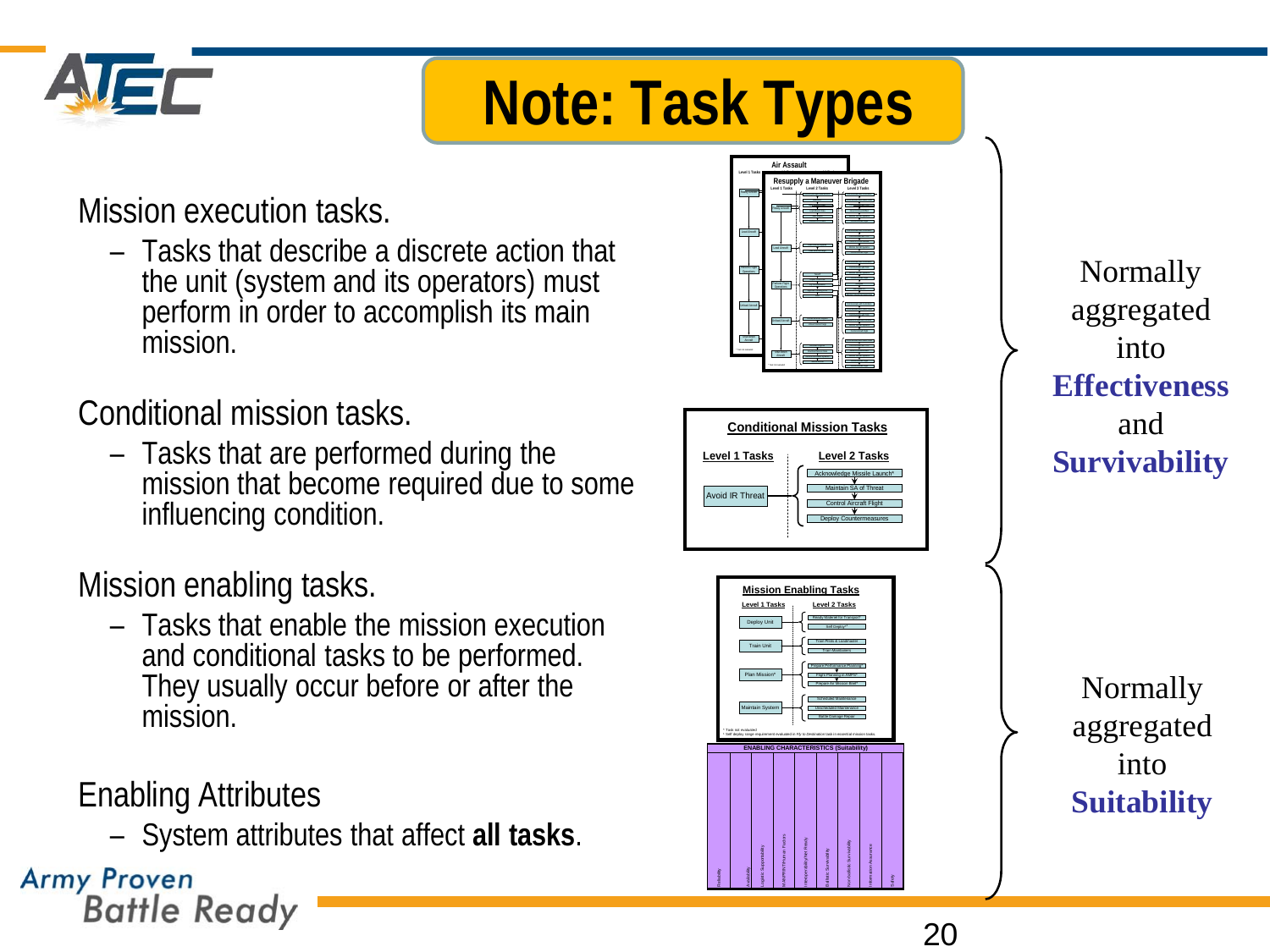# Note: Task Types

Mission execution tasks.

- Tasks that describe a discrete action that the unit (system and its operators) must perform in order to accomplish its main mission.

Conditional mission tasks.

- Tasks that are performed during the mission that become required due to some influencing condition.

Mission enabling tasks.

- Tasks that enable the mission execution and conditional tasks to be performed. They usually occur before or after the mission.

Enabling Attributes

- System attributes that affect **all tasks**.

**Air Assault**

**Resupply a Maneuver Brigade**

**Conditional Mission Tasks**

| Level 1 Tasks | Level 2 Tasks |
|---|---|
| Avoid IR Threat | Acknowledge Missile Launch* |
| | Maintain SA of Threat |
| | Control Aircraft Flight |
| | Deploy Countermeasures |

**Mission Enabling Tasks**

| Level 1 Tasks | Level 2 Tasks |
|---|---|
| Deploy Unit | Ready Materiel for Transport* |
| | Self Deploy** |
| Train Unit | Train Pilots & Crewmembers |
| | Train Maintainers |
| Plan Mission* | Prepare Performance Planning* |
| | Flight Planning / AMPS* |
| | Prepare Air Mission Brief* |
| Maintain System | Scheduled Maintenance |
| | Unscheduled Maintenance |
| | Battle Damage Repair |

\* Task not evaluated
\** Self deploy range requirement evaluated in Fly to Destination task in essential mission tasks

**ENABLING CHARACTERISTICS (Suitability)**

| Reliability | Availability | Logistic Supportability | MANPRINT/Human Factors | Interoperability/Net Ready | Ballistic Survivability | Nonballistic Survivability | Information Assurance | Safety |
|---|---|---|---|---|---|---|---|---|

Normally aggregated into **Effectiveness** and **Survivability**

Normally aggregated into **Suitability**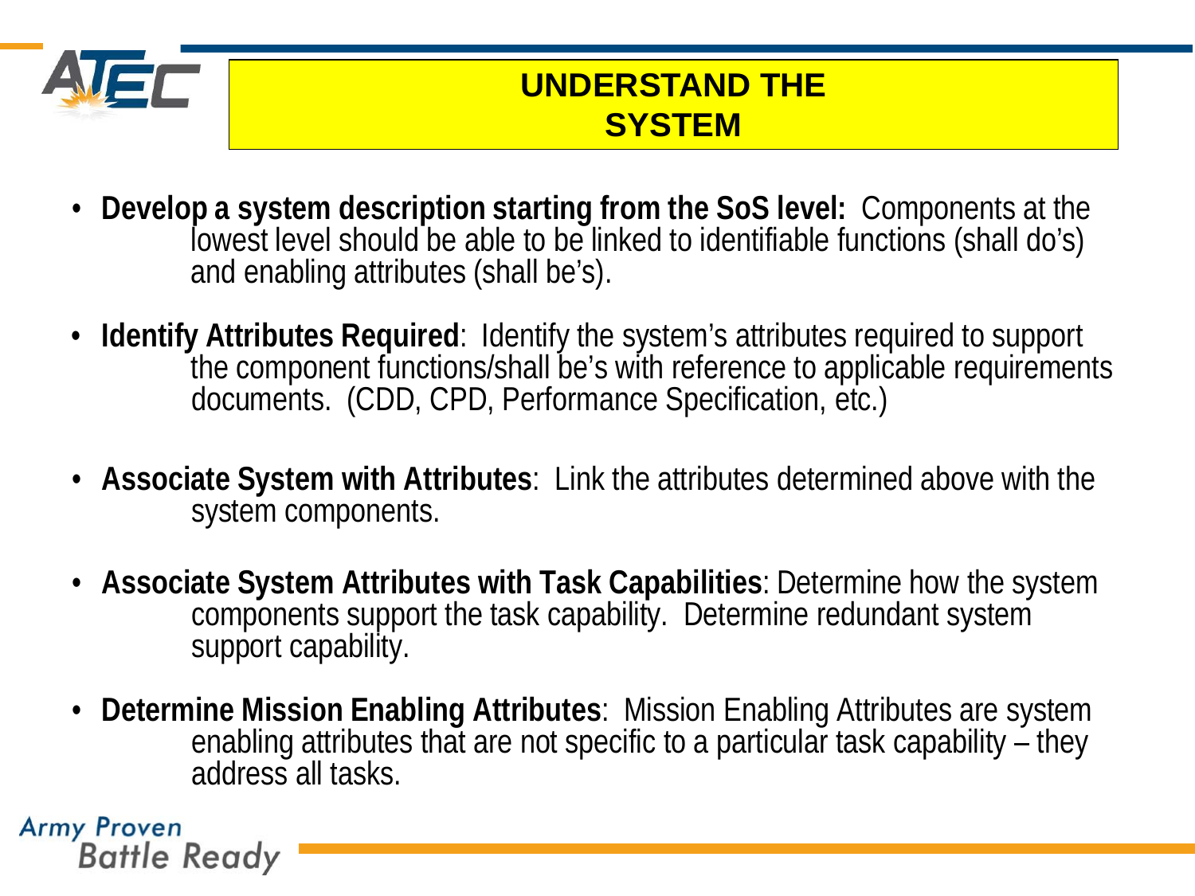# UNDERSTAND THE SYSTEM

- **Develop a system description starting from the SoS level:** Components at the lowest level should be able to be linked to identifiable functions (shall do's) and enabling attributes (shall be's).
- **Identify Attributes Required**: Identify the system's attributes required to support the component functions/shall be's with reference to applicable requirements documents. (CDD, CPD, Performance Specification, etc.)
- **Associate System with Attributes**: Link the attributes determined above with the system components.
- **Associate System Attributes with Task Capabilities**: Determine how the system components support the task capability. Determine redundant system support capability.
- **Determine Mission Enabling Attributes**: Mission Enabling Attributes are system enabling attributes that are not specific to a particular task capability – they address all tasks.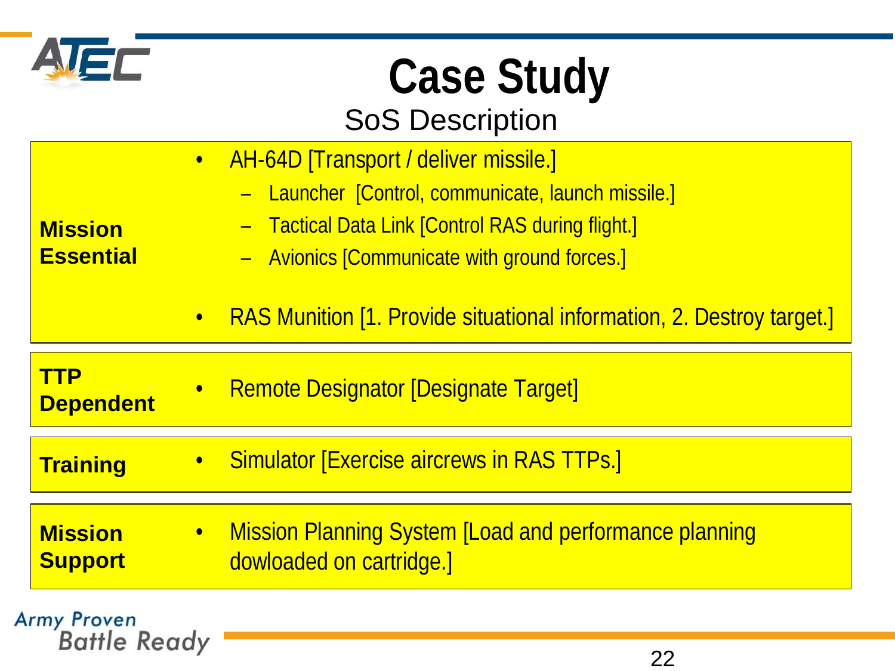# Case Study

## SoS Description

**Mission Essential**

- AH-64D [Transport / deliver missile.]
  - Launcher [Control, communicate, launch missile.]
  - Tactical Data Link [Control RAS during flight.]
  - Avionics [Communicate with ground forces.]
- RAS Munition [1. Provide situational information, 2. Destroy target.]

**TTP Dependent**

- Remote Designator [Designate Target]

**Training**

- Simulator [Exercise aircrews in RAS TTPs.]

**Mission Support**

- Mission Planning System [Load and performance planning dowloaded on cartridge.]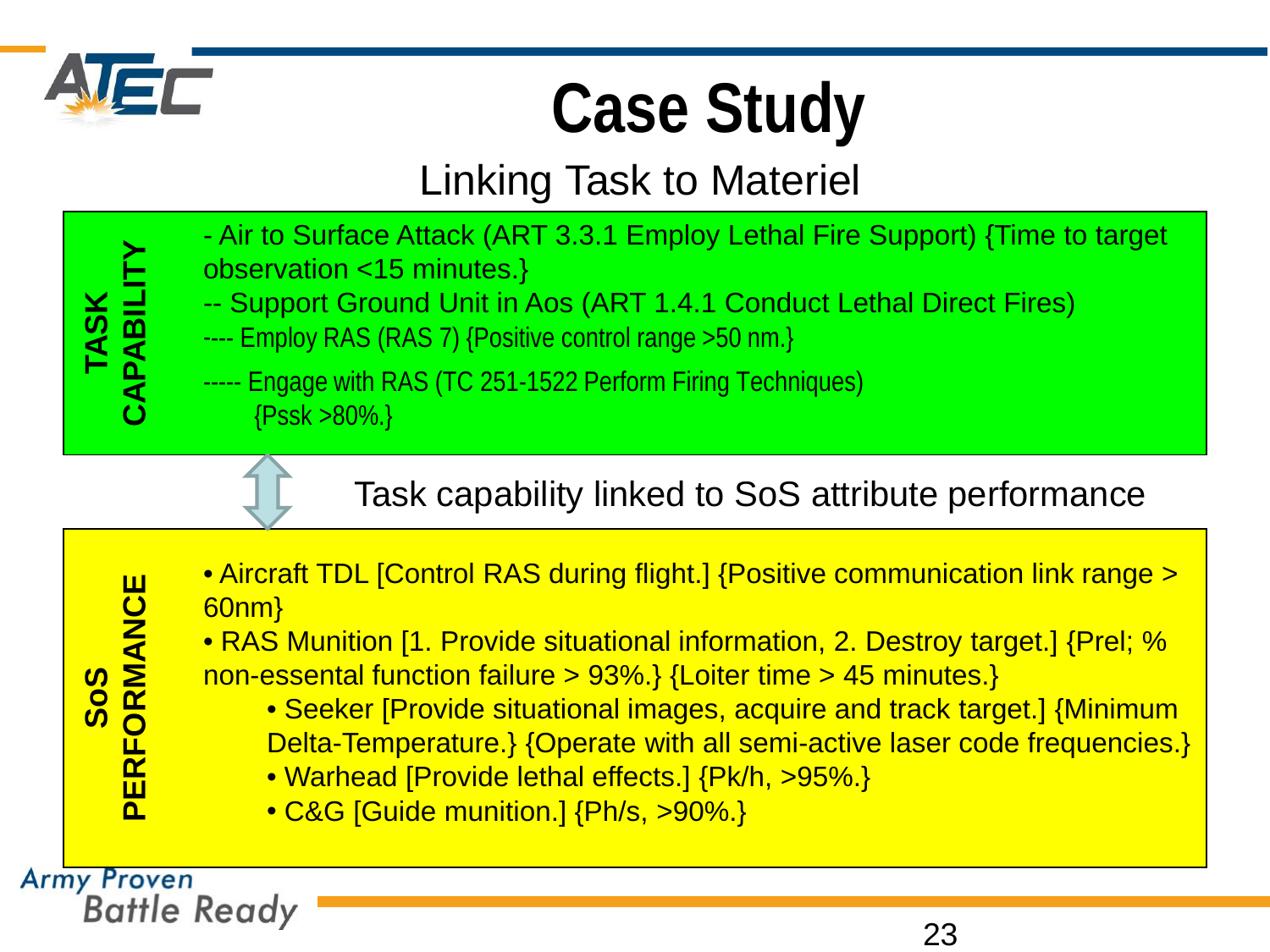# Case Study

## Linking Task to Materiel

**TASK CAPABILITY**

- Air to Surface Attack (ART 3.3.1 Employ Lethal Fire Support) {Time to target observation <15 minutes.}
-- Support Ground Unit in Aos (ART 1.4.1 Conduct Lethal Direct Fires)
---- Employ RAS (RAS 7) {Positive control range >50 nm.}
----- Engage with RAS (TC 251-1522 Perform Firing Techniques) {Pssk >80%.}

Task capability linked to SoS attribute performance

**SoS PERFORMANCE**

- Aircraft TDL [Control RAS during flight.] {Positive communication link range > 60nm}
- RAS Munition [1. Provide situational information, 2. Destroy target.] {Prel; % non-essental function failure > 93%.} {Loiter time > 45 minutes.}
  - Seeker [Provide situational images, acquire and track target.] {Minimum Delta-Temperature.} {Operate with all semi-active laser code frequencies.}
  - Warhead [Provide lethal effects.] {Pk/h, >95%.}
  - C&G [Guide munition.] {Ph/s, >90%.}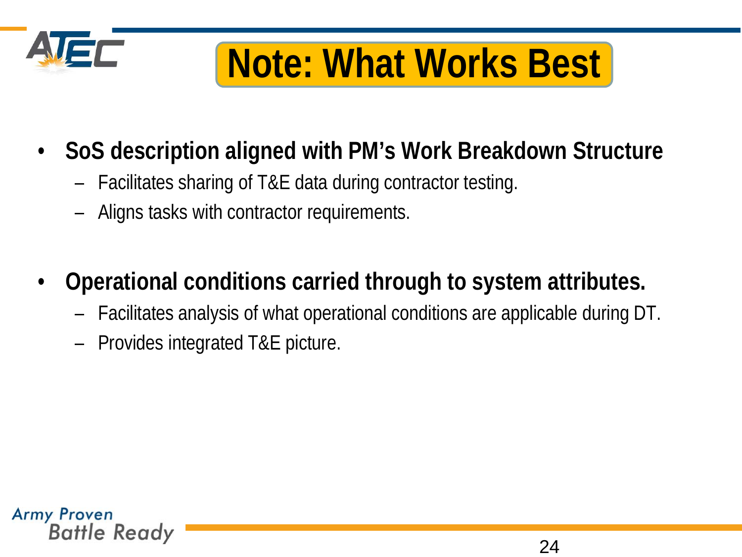# Note: What Works Best

- **SoS description aligned with PM's Work Breakdown Structure**
  - Facilitates sharing of T&E data during contractor testing.
  - Aligns tasks with contractor requirements.

- **Operational conditions carried through to system attributes.**
  - Facilitates analysis of what operational conditions are applicable during DT.
  - Provides integrated T&E picture.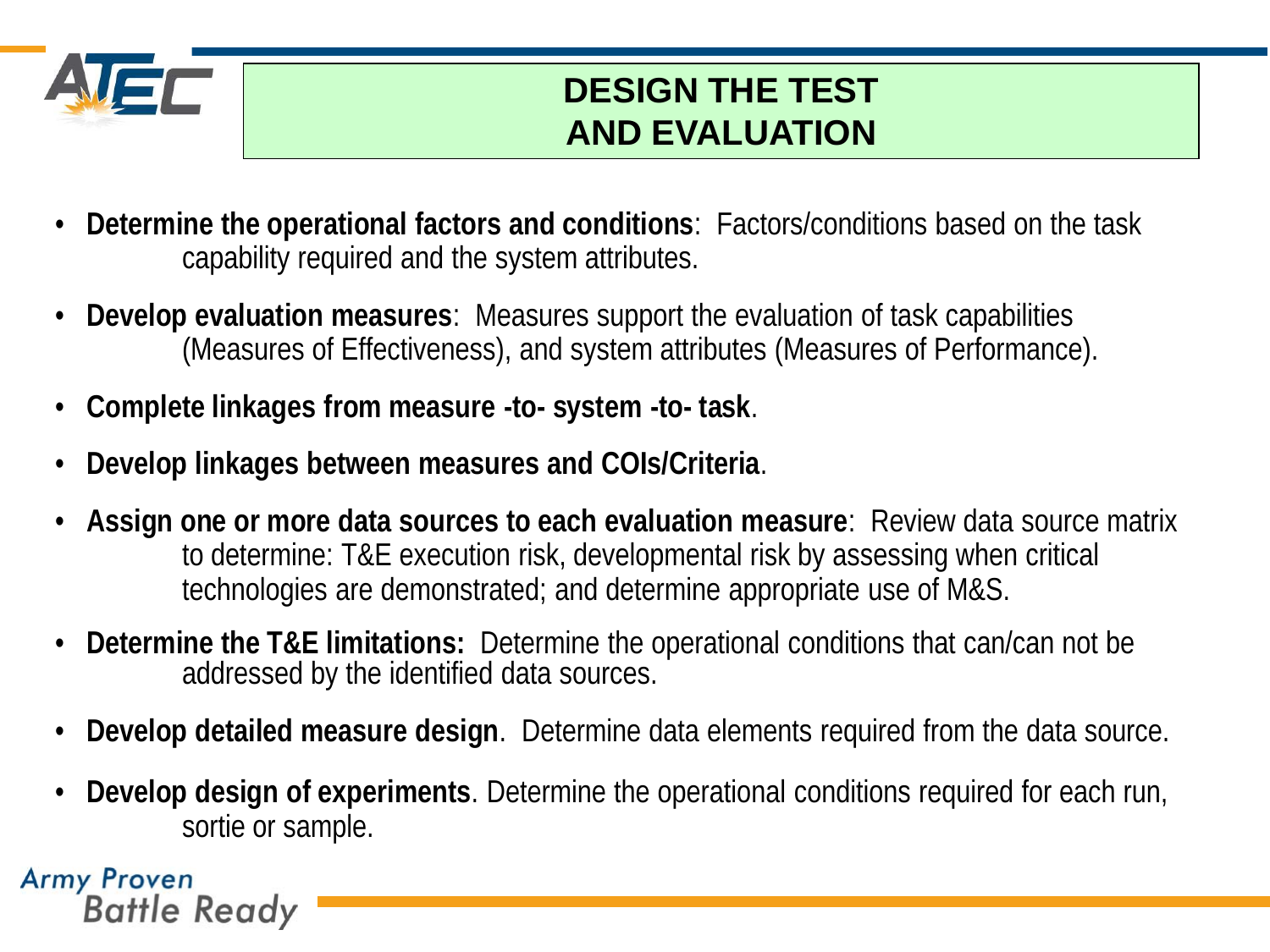# DESIGN THE TEST AND EVALUATION

- **Determine the operational factors and conditions**: Factors/conditions based on the task capability required and the system attributes.
- **Develop evaluation measures**: Measures support the evaluation of task capabilities (Measures of Effectiveness), and system attributes (Measures of Performance).
- **Complete linkages from measure -to- system -to- task**.
- **Develop linkages between measures and COIs/Criteria**.
- **Assign one or more data sources to each evaluation measure**: Review data source matrix to determine: T&E execution risk, developmental risk by assessing when critical technologies are demonstrated; and determine appropriate use of M&S.
- **Determine the T&E limitations:** Determine the operational conditions that can/can not be addressed by the identified data sources.
- **Develop detailed measure design**. Determine data elements required from the data source.
- **Develop design of experiments**. Determine the operational conditions required for each run, sortie or sample.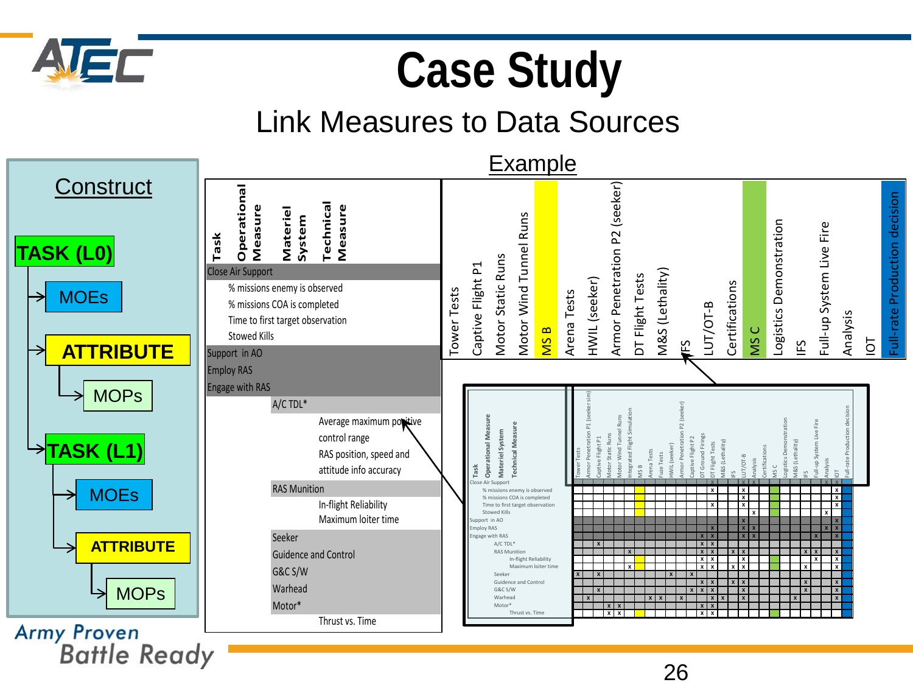# Case Study

## Link Measures to Data Sources

### Construct

- TASK (L0)
  - MOEs
  - ATTRIBUTE
    - MOPs
- TASK (L1)
  - MOEs
  - ATTRIBUTE
    - MOPs

### Example

| Task / Operational Measure / Materiel System / Technical Measure | Tower Tests | Captive Flight P1 | Motor Static Runs | Motor Wind Tunnel Runs | MS B | Arena Tests | HWIL (seeker) | Armor Penetration P2 (seeker) | DT Flight Tests | M&S (Lethality) | IFS | LUT/OT-B | Certifications | MS C | Logistics Demonstration | IFS | Full-up System Live Fire | Analysis | IOT | Full-rate Production decision |
|---|---|---|---|---|---|---|---|---|---|---|---|---|---|---|---|---|---|---|---|---|
| Close Air Support | | | | | | | | | | | | | | | | | | | | |
| % missions enemy is observed | | | | | | | | | | | | | | | | | | | | |
| % missions COA is completed | | | | | | | | | | | | | | | | | | | | |
| Time to first target observation | | | | | | | | | | | | | | | | | | | | |
| Stowed Kills | | | | | | | | | | | | | | | | | | | | |
| Support in AO | | | | | | | | | | | | | | | | | | | | |
| Employ RAS | | | | | | | | | | | | | | | | | | | | |
| Engage with RAS | | | | | | | | | | | | | | | | | | | | |
| A/C TDL* | | | | | | | | | | | | | | | | | | | | |
| Average maximum positive control range | | | | | | | | | | | | | | | | | | | | |
| RAS position, speed and attitude info accuracy | | | | | | | | | | | | | | | | | | | | |
| RAS Munition | | | | | | | | | | | | | | | | | | | | |
| In-flight Reliability | | | | | | | | | | | | | | | | | | | | |
| Maximum loiter time | | | | | | | | | | | | | | | | | | | | |
| Seeker | | | | | | | | | | | | | | | | | | | | |
| Guidance and Control | | | | | | | | | | | | | | | | | | | | |
| G&C S/W | | | | | | | | | | | | | | | | | | | | |
| Warhead | | | | | | | | | | | | | | | | | | | | |
| Motor* | | | | | | | | | | | | | | | | | | | | |
| Thrust vs. Time | | | | | | | | | | | | | | | | | | | | |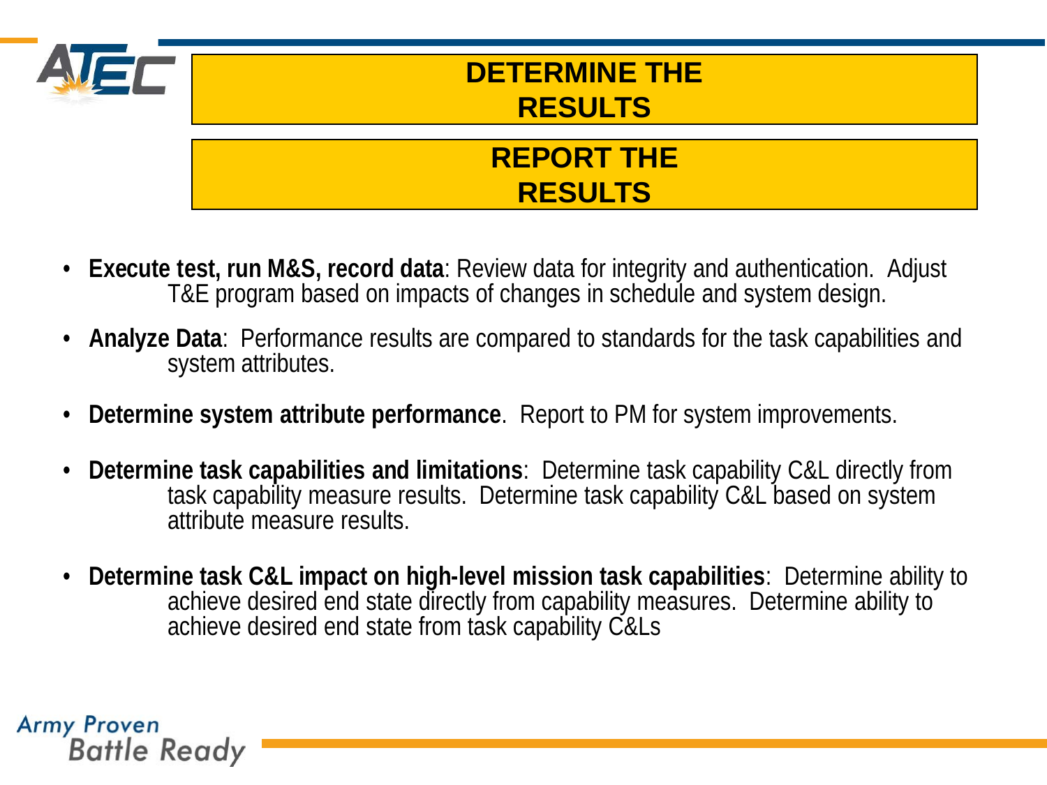## DETERMINE THE RESULTS

## REPORT THE RESULTS

- **Execute test, run M&S, record data**: Review data for integrity and authentication. Adjust T&E program based on impacts of changes in schedule and system design.
- **Analyze Data**: Performance results are compared to standards for the task capabilities and system attributes.
- **Determine system attribute performance**. Report to PM for system improvements.
- **Determine task capabilities and limitations**: Determine task capability C&L directly from task capability measure results. Determine task capability C&L based on system attribute measure results.
- **Determine task C&L impact on high-level mission task capabilities**: Determine ability to achieve desired end state directly from capability measures. Determine ability to achieve desired end state from task capability C&Ls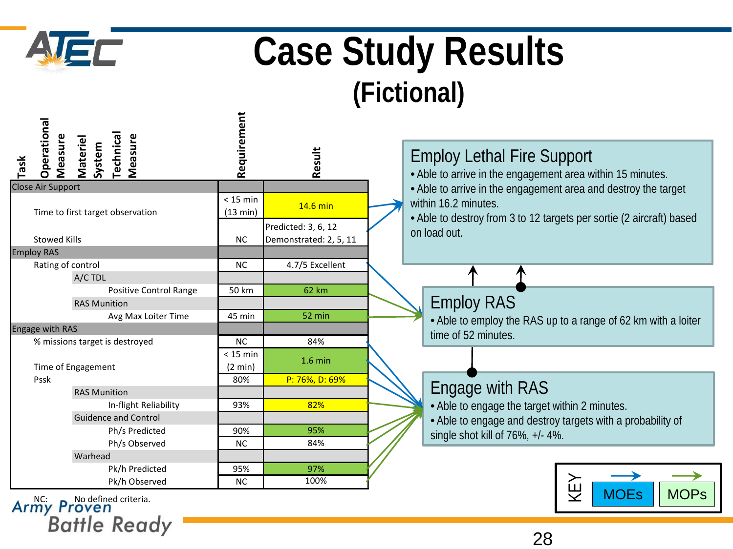# Case Study Results

## (Fictional)

| Task | Operational Measure | Materiel System | Technical Measure | Requirement | Result |
|---|---|---|---|---|---|
| Close Air Support | | | | | |
| | Time to first target observation | | | < 15 min (13 min) | 14.6 min |
| | Stowed Kills | | | NC | Predicted: 3, 6, 12 Demonstrated: 2, 5, 11 |
| Employ RAS | | | | | |
| | Rating of control | | | NC | 4.7/5 Excellent |
| | | A/C TDL | | | |
| | | | Positive Control Range | 50 km | 62 km |
| | | RAS Munition | | | |
| | | | Avg Max Loiter Time | 45 min | 52 min |
| Engage with RAS | | | | | |
| | % missions target is destroyed | | | NC | 84% |
| | Time of Engagement | | | < 15 min (2 min) | 1.6 min |
| | Pssk | | | 80% | P: 76%, D: 69% |
| | | RAS Munition | | | |
| | | | In-flight Reliability | 93% | 82% |
| | | Guidance and Control | | | |
| | | | Ph/s Predicted | 90% | 95% |
| | | | Ph/s Observed | NC | 84% |
| | | Warhead | | | |
| | | | Pk/h Predicted | 95% | 97% |
| | | | Pk/h Observed | NC | 100% |

NC: No defined criteria.

**Employ Lethal Fire Support**
- Able to arrive in the engagement area within 15 minutes.
- Able to arrive in the engagement area and destroy the target within 16.2 minutes.
- Able to destroy from 3 to 12 targets per sortie (2 aircraft) based on load out.

**Employ RAS**
- Able to employ the RAS up to a range of 62 km with a loiter time of 52 minutes.

**Engage with RAS**
- Able to engage the target within 2 minutes.
- Able to engage and destroy targets with a probability of single shot kill of 76%, +/- 4%.

KEY: MOEs (blue arrow), MOPs (green arrow)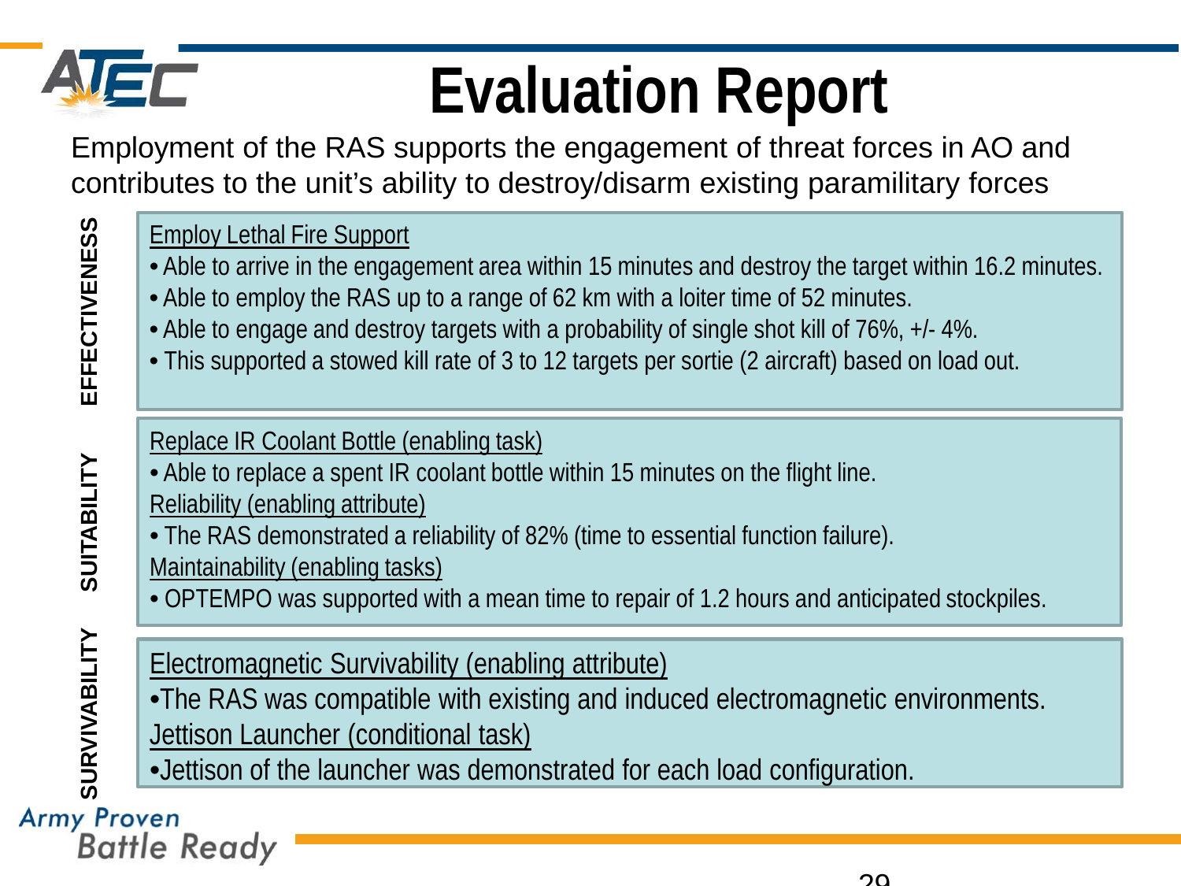# Evaluation Report

Employment of the RAS supports the engagement of threat forces in AO and contributes to the unit's ability to destroy/disarm existing paramilitary forces

## EFFECTIVENESS

Employ Lethal Fire Support

- Able to arrive in the engagement area within 15 minutes and destroy the target within 16.2 minutes.
- Able to employ the RAS up to a range of 62 km with a loiter time of 52 minutes.
- Able to engage and destroy targets with a probability of single shot kill of 76%, +/- 4%.
- This supported a stowed kill rate of 3 to 12 targets per sortie (2 aircraft) based on load out.

## SUITABILITY

Replace IR Coolant Bottle (enabling task)

- Able to replace a spent IR coolant bottle within 15 minutes on the flight line.

Reliability (enabling attribute)

- The RAS demonstrated a reliability of 82% (time to essential function failure).

Maintainability (enabling tasks)

- OPTEMPO was supported with a mean time to repair of 1.2 hours and anticipated stockpiles.

## SURVIVABILITY

Electromagnetic Survivability (enabling attribute)

- The RAS was compatible with existing and induced electromagnetic environments.

Jettison Launcher (conditional task)

- Jettison of the launcher was demonstrated for each load configuration.

Army Proven Battle Ready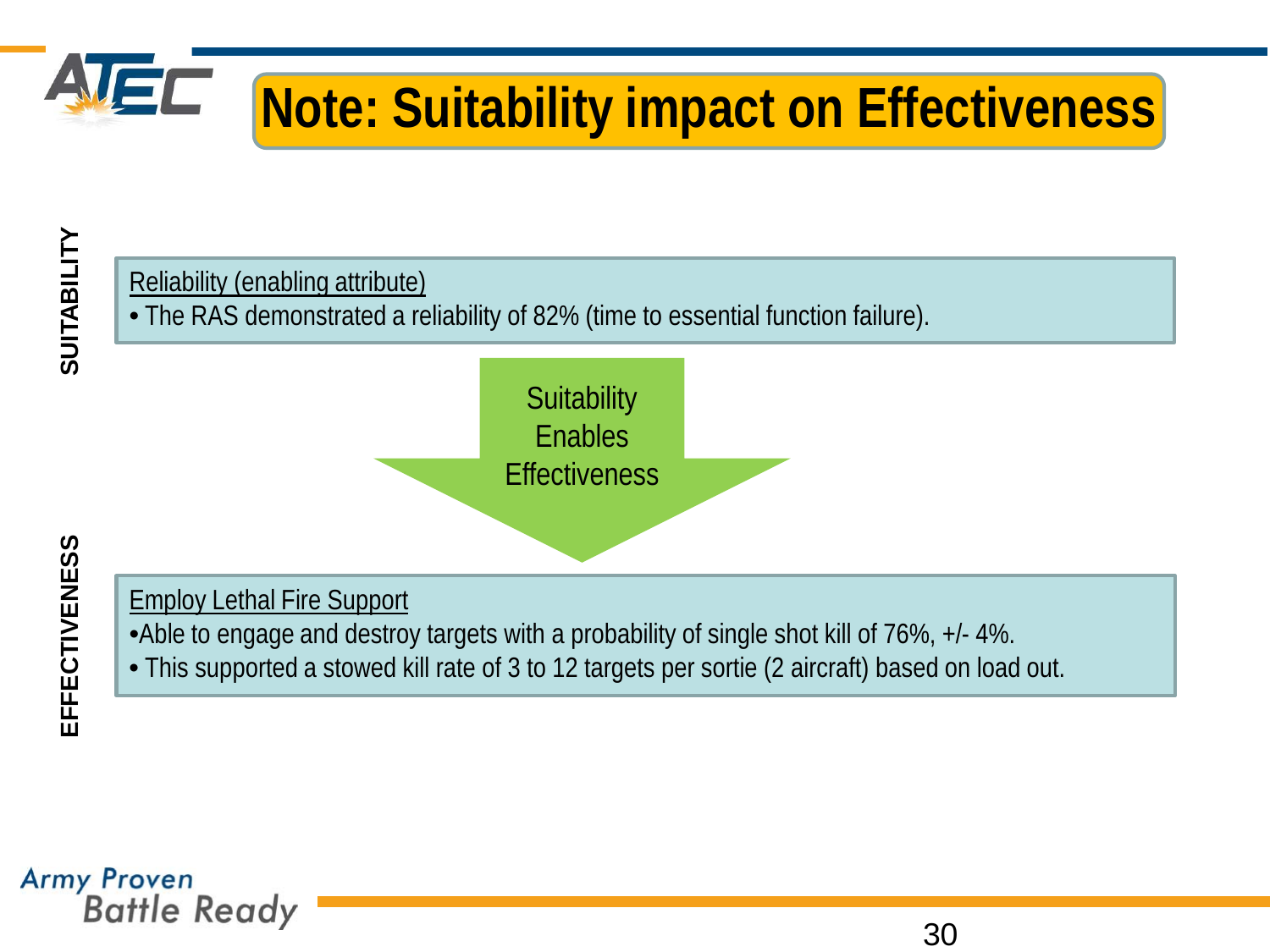# Note: Suitability impact on Effectiveness

**SUITABILITY**

Reliability (enabling attribute)

- The RAS demonstrated a reliability of 82% (time to essential function failure).

Suitability Enables Effectiveness

**EFFECTIVENESS**

Employ Lethal Fire Support

- Able to engage and destroy targets with a probability of single shot kill of 76%, +/- 4%.
- This supported a stowed kill rate of 3 to 12 targets per sortie (2 aircraft) based on load out.

Army Proven Battle Ready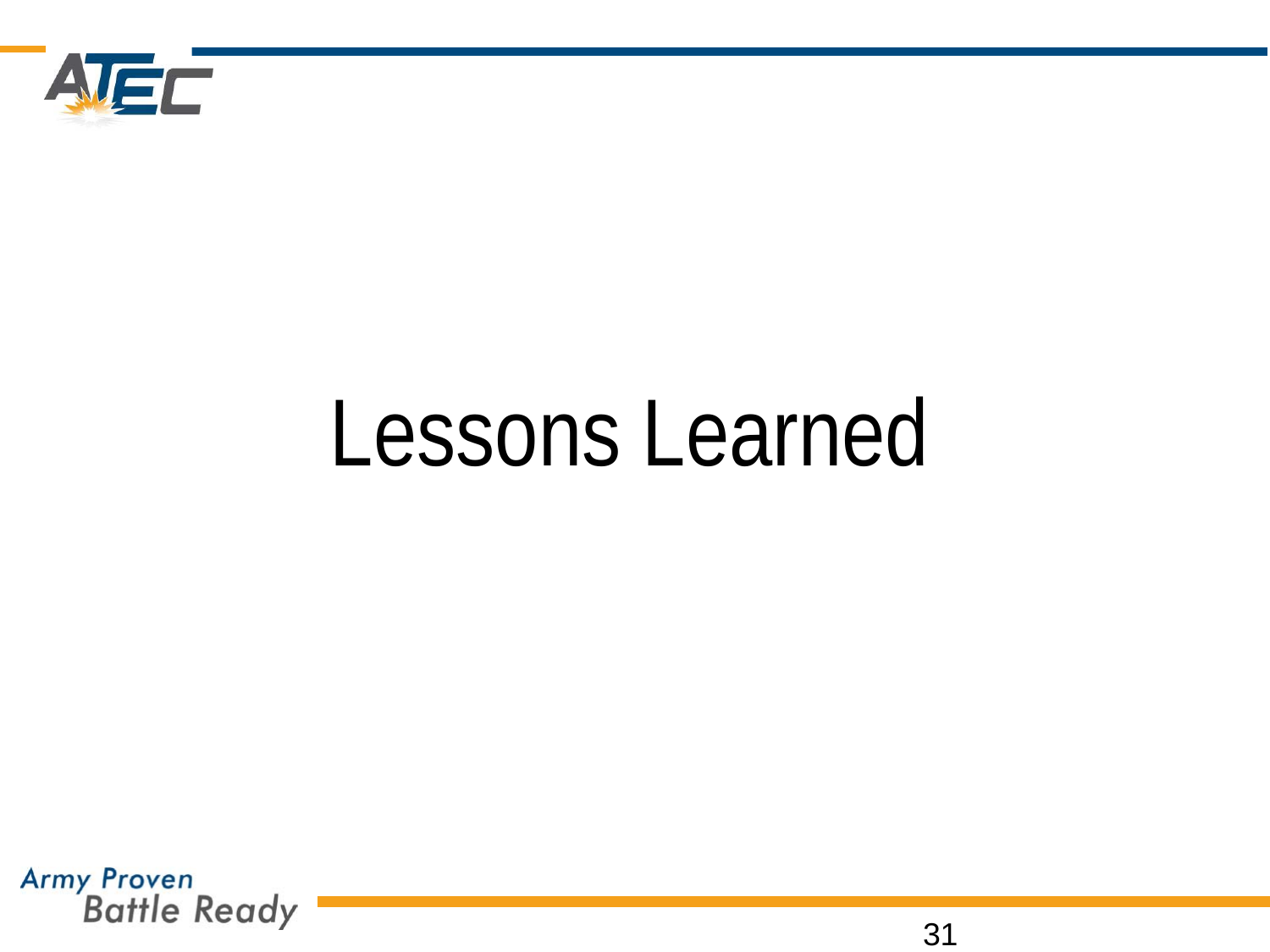# Lessons Learned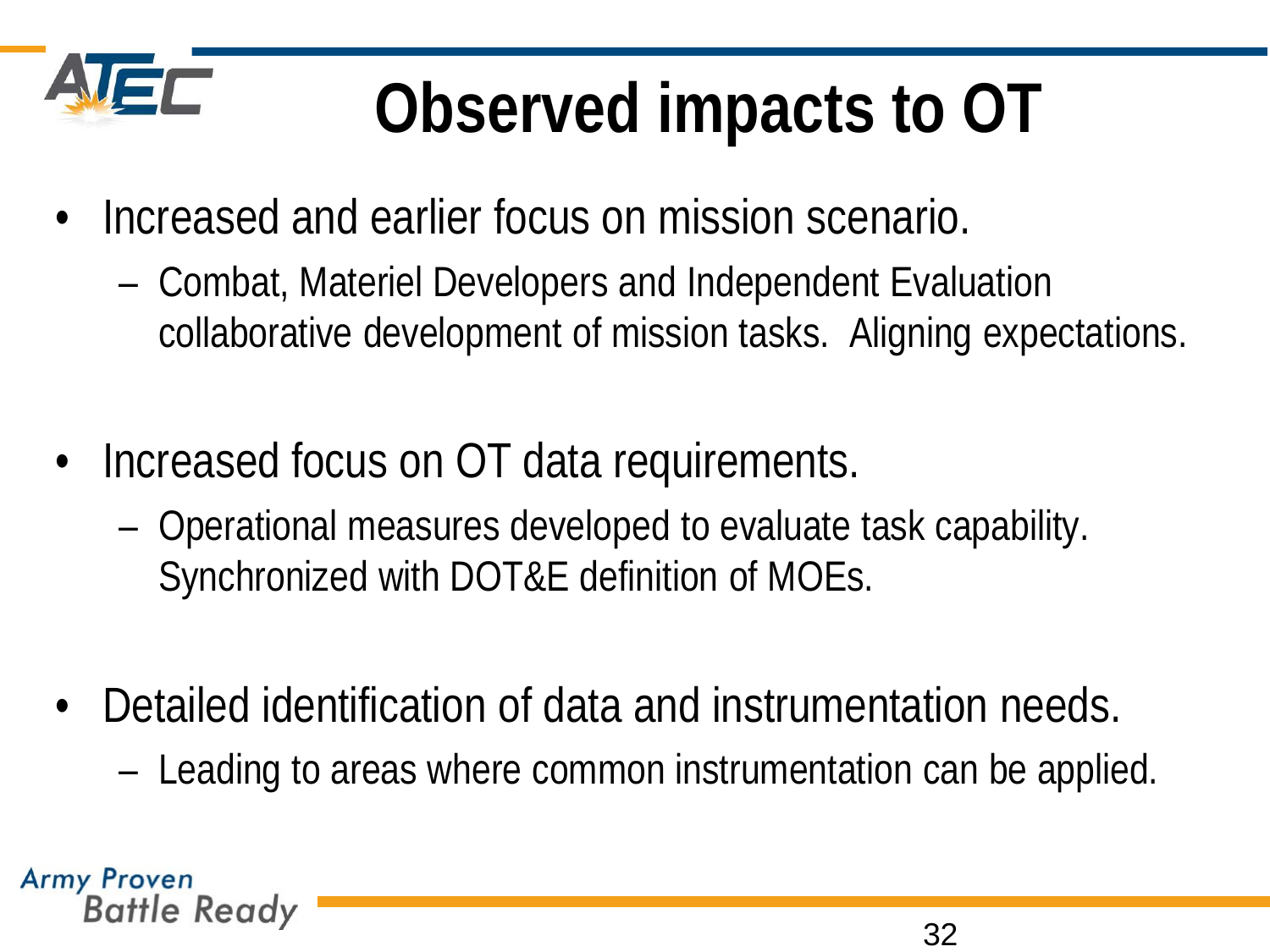# Observed impacts to OT

- Increased and earlier focus on mission scenario.
  - Combat, Materiel Developers and Independent Evaluation collaborative development of mission tasks.  Aligning expectations.

- Increased focus on OT data requirements.
  - Operational measures developed to evaluate task capability.  Synchronized with DOT&E definition of MOEs.

- Detailed identification of data and instrumentation needs.
  - Leading to areas where common instrumentation can be applied.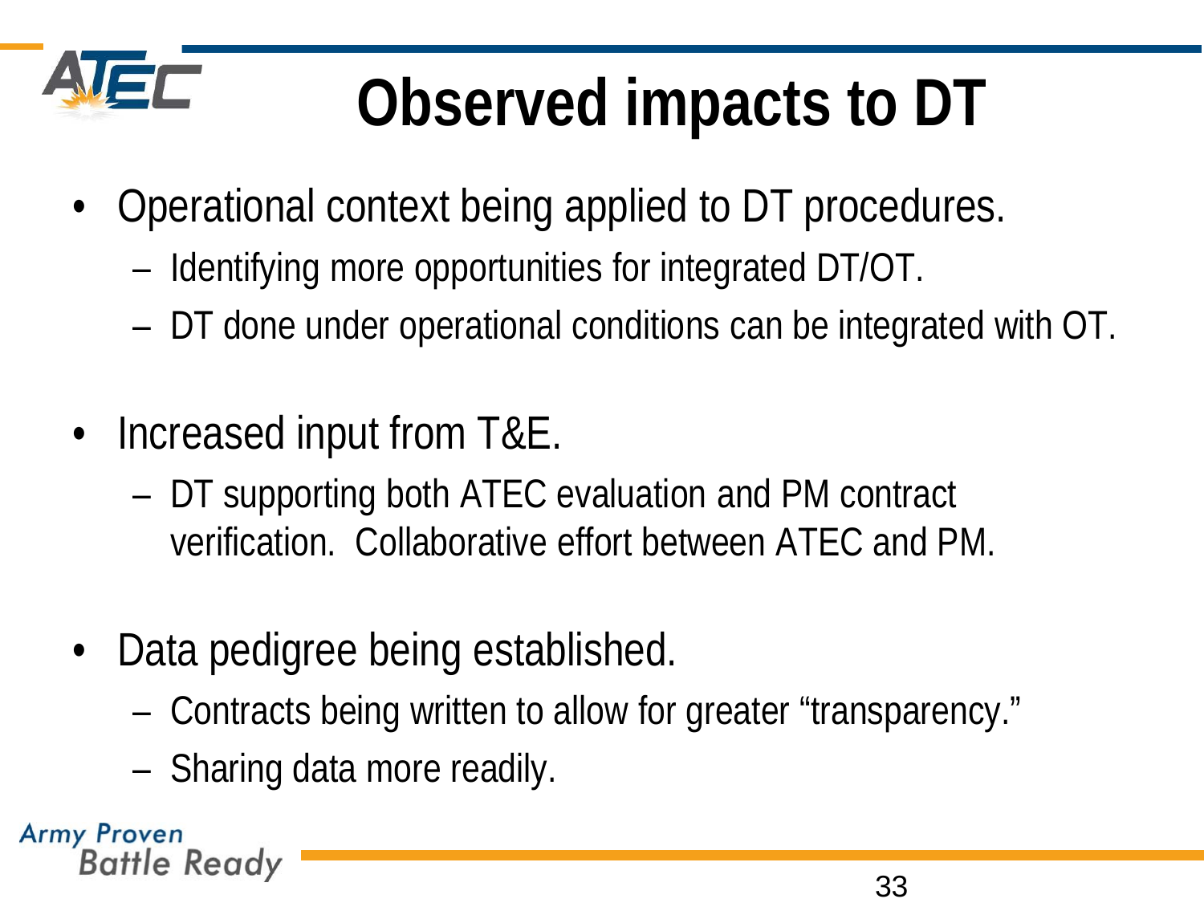# Observed impacts to DT

- Operational context being applied to DT procedures.
  - Identifying more opportunities for integrated DT/OT.
  - DT done under operational conditions can be integrated with OT.

- Increased input from T&E.
  - DT supporting both ATEC evaluation and PM contract verification. Collaborative effort between ATEC and PM.

- Data pedigree being established.
  - Contracts being written to allow for greater "transparency."
  - Sharing data more readily.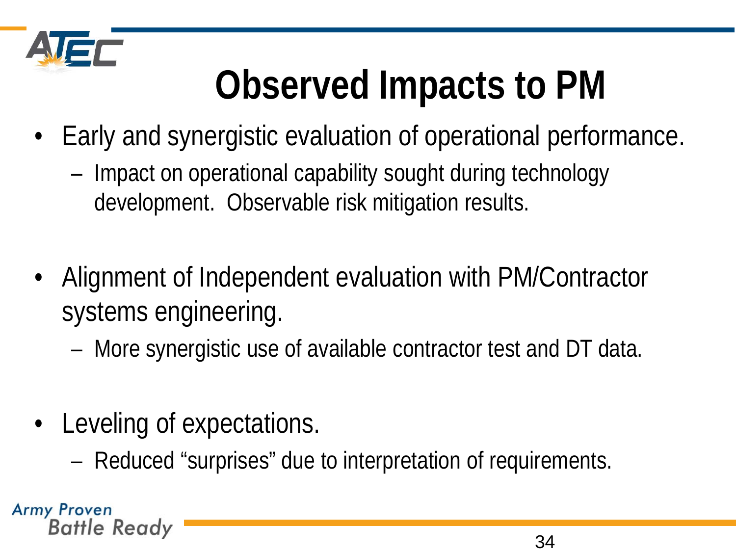# Observed Impacts to PM

- Early and synergistic evaluation of operational performance.
  - Impact on operational capability sought during technology development. Observable risk mitigation results.

- Alignment of Independent evaluation with PM/Contractor systems engineering.
  - More synergistic use of available contractor test and DT data.

- Leveling of expectations.
  - Reduced “surprises” due to interpretation of requirements.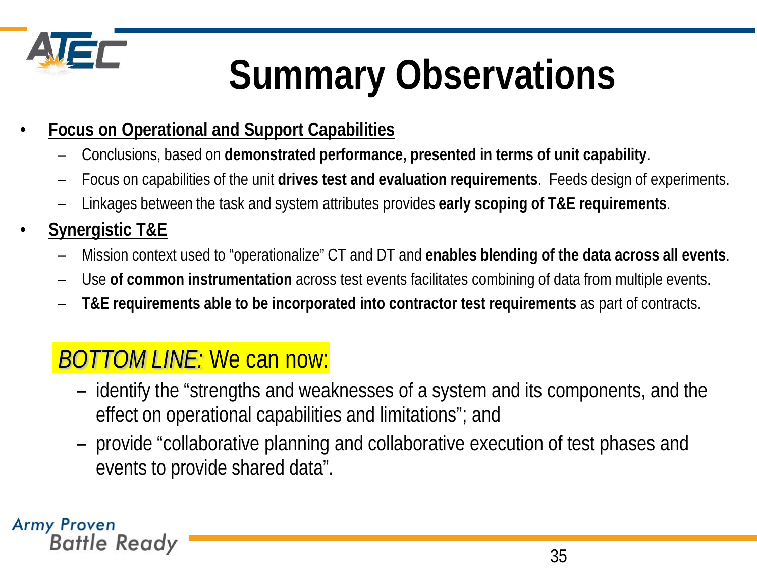# Summary Observations

- **Focus on Operational and Support Capabilities**
  - Conclusions, based on **demonstrated performance, presented in terms of unit capability**.
  - Focus on capabilities of the unit **drives test and evaluation requirements**. Feeds design of experiments.
  - Linkages between the task and system attributes provides **early scoping of T&E requirements**.
- **Synergistic T&E**
  - Mission context used to "operationalize" CT and DT and **enables blending of the data across all events**.
  - Use **of common instrumentation** across test events facilitates combining of data from multiple events.
  - **T&E requirements able to be incorporated into contractor test requirements** as part of contracts.

*BOTTOM LINE:* We can now:

- identify the "strengths and weaknesses of a system and its components, and the effect on operational capabilities and limitations"; and
- provide "collaborative planning and collaborative execution of test phases and events to provide shared data".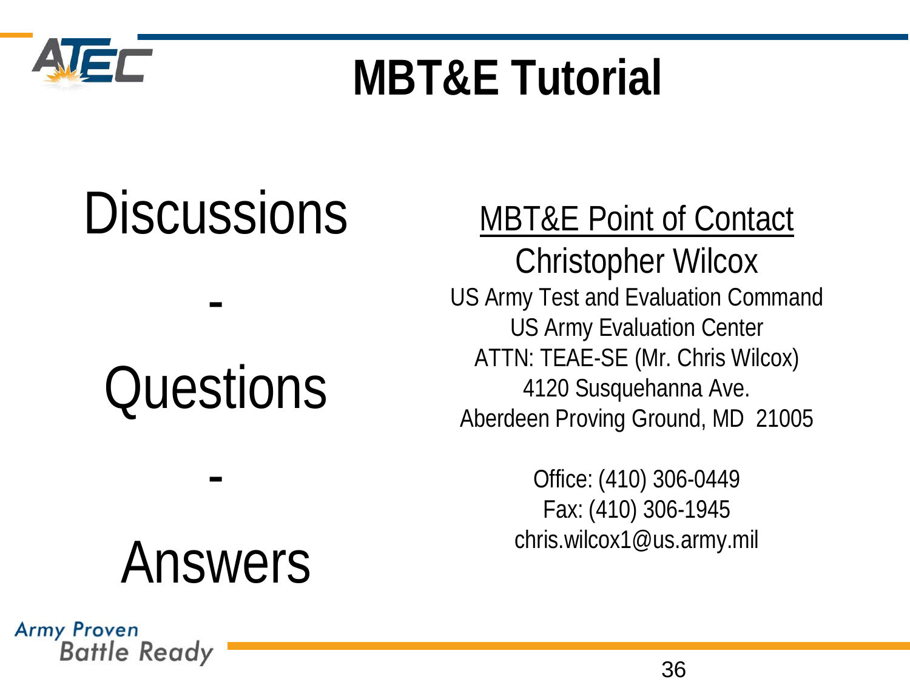# MBT&E Tutorial

Discussions

-

Questions

-

Answers

<u>MBT&E Point of Contact</u>

Christopher Wilcox

US Army Test and Evaluation Command
US Army Evaluation Center
ATTN: TEAE-SE (Mr. Chris Wilcox)
4120 Susquehanna Ave.
Aberdeen Proving Ground, MD 21005

Office: (410) 306-0449
Fax: (410) 306-1945
chris.wilcox1@us.army.mil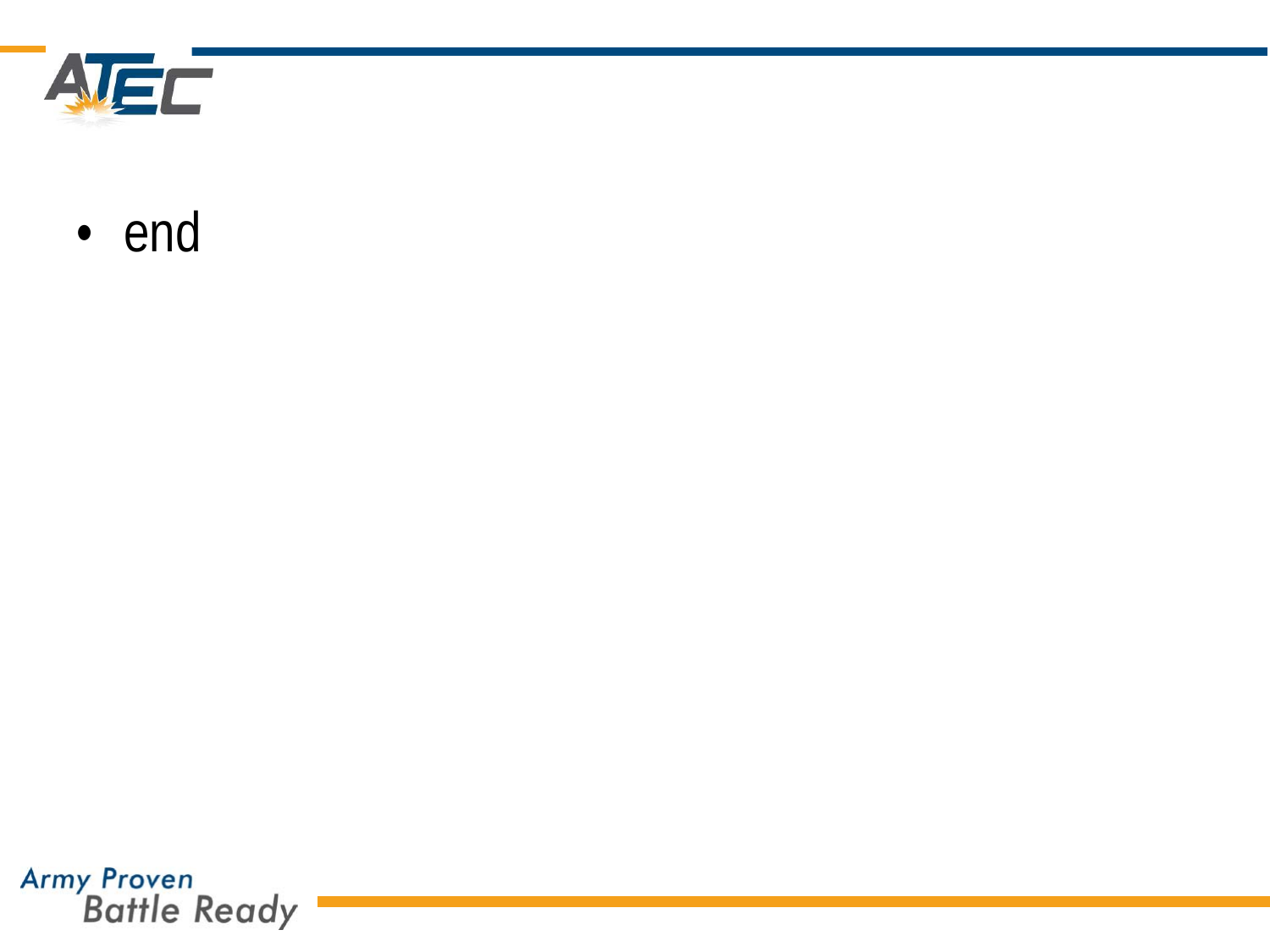- end